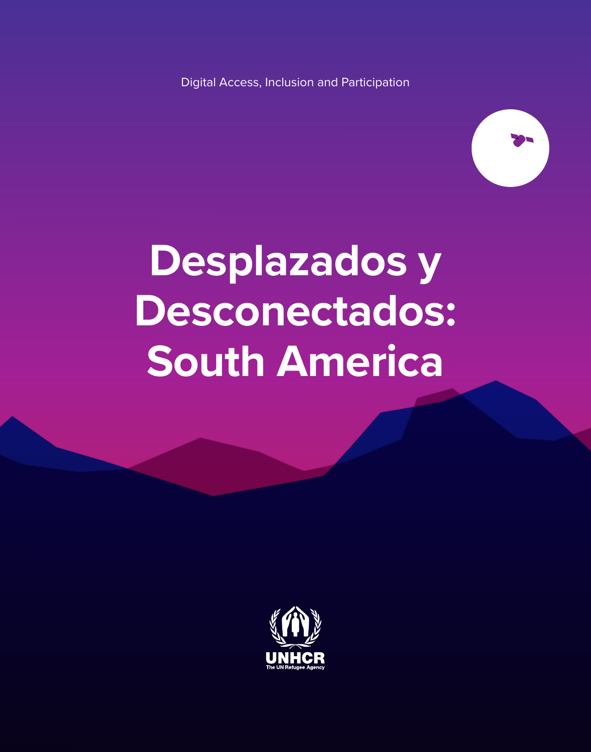Digital Access, Inclusion and Participation

# Desplazados y Desconectados: South America

UNHCR
The UN Refugee Agency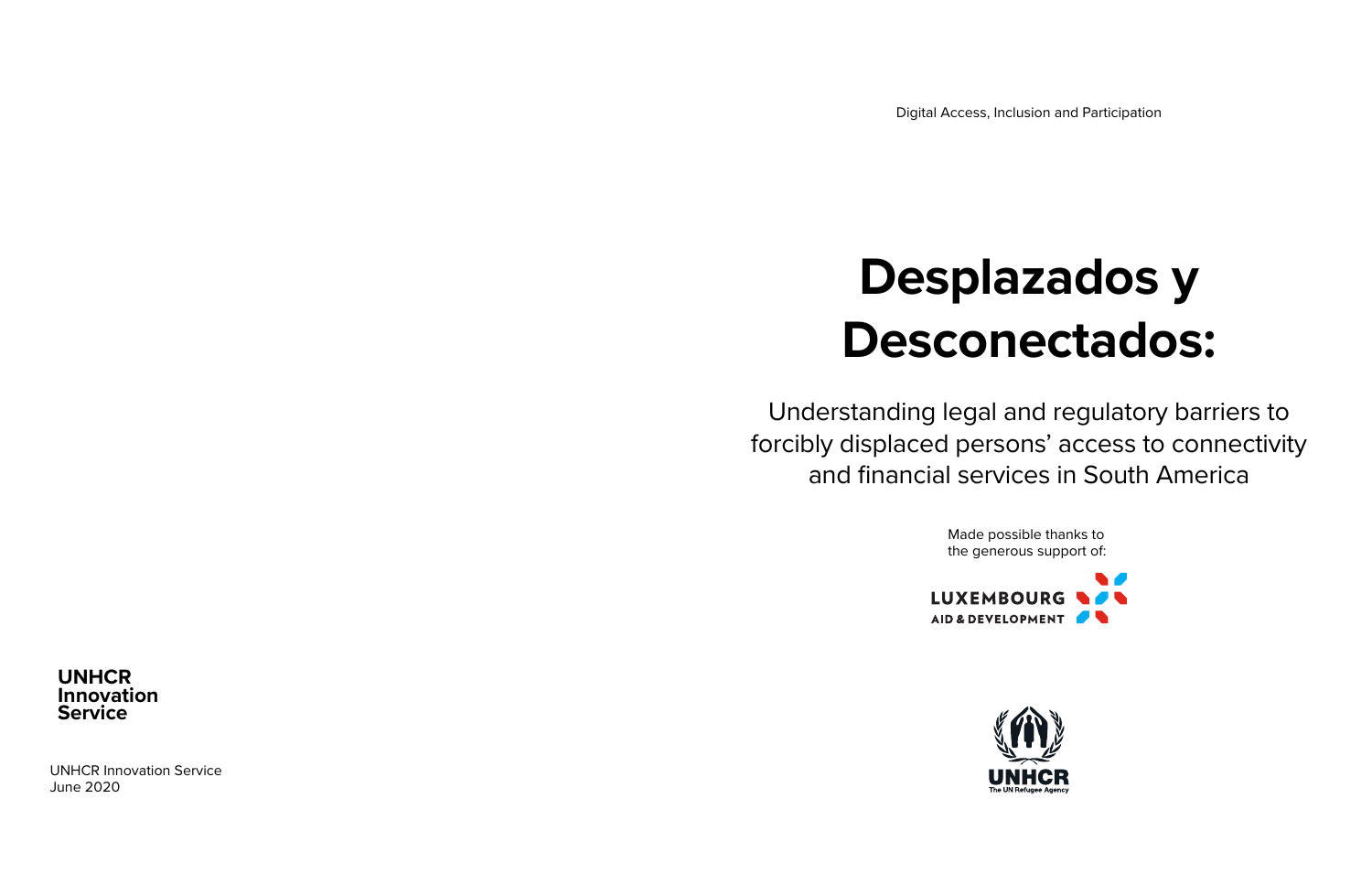Digital Access, Inclusion and Participation

# Desplazados y Desconectados:

## Understanding legal and regulatory barriers to forcibly displaced persons' access to connectivity and financial services in South America

Made possible thanks to the generous support of:

LUXEMBOURG AID & DEVELOPMENT

UNHCR The UN Refugee Agency

**UNHCR Innovation Service**

UNHCR Innovation Service
June 2020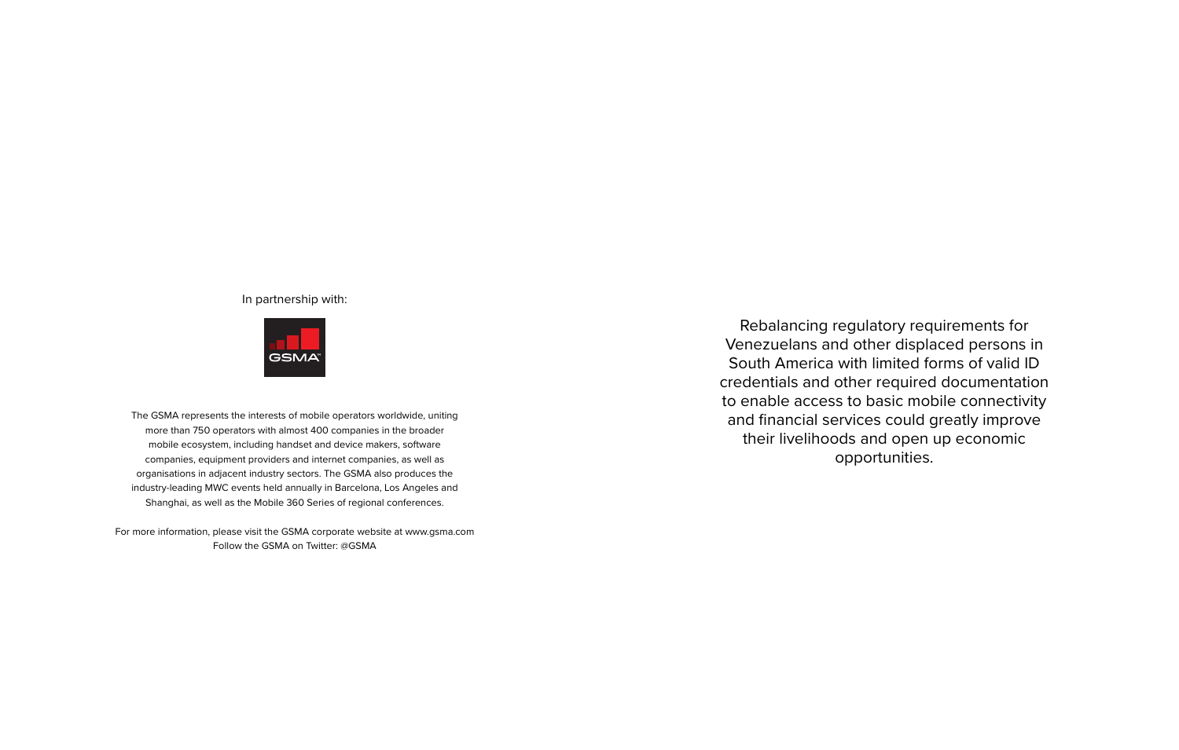In partnership with:

GSMA

The GSMA represents the interests of mobile operators worldwide, uniting more than 750 operators with almost 400 companies in the broader mobile ecosystem, including handset and device makers, software companies, equipment providers and internet companies, as well as organisations in adjacent industry sectors. The GSMA also produces the industry-leading MWC events held annually in Barcelona, Los Angeles and Shanghai, as well as the Mobile 360 Series of regional conferences.

For more information, please visit the GSMA corporate website at www.gsma.com
Follow the GSMA on Twitter: @GSMA

Rebalancing regulatory requirements for Venezuelans and other displaced persons in South America with limited forms of valid ID credentials and other required documentation to enable access to basic mobile connectivity and financial services could greatly improve their livelihoods and open up economic opportunities.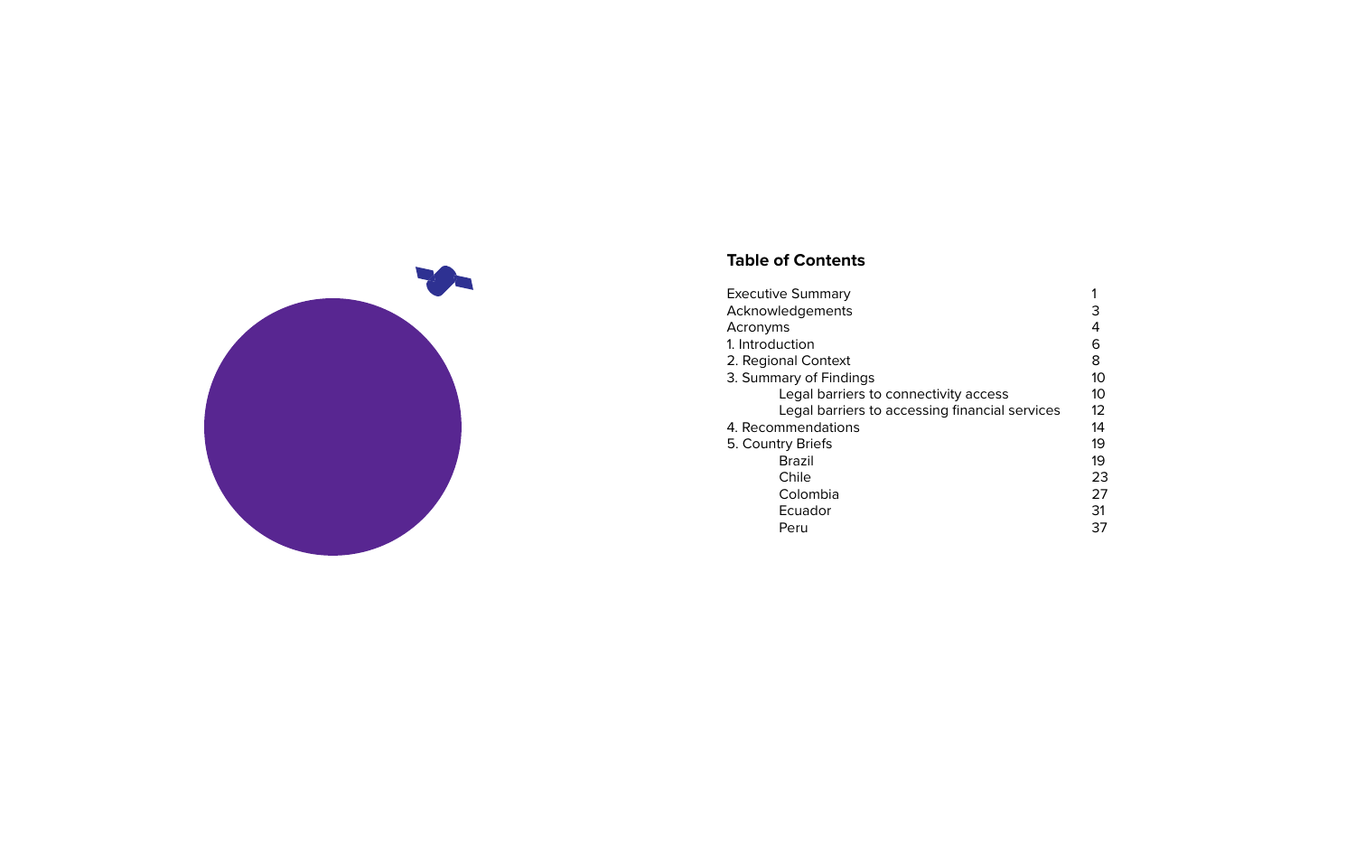## Table of Contents

| | |
|---|---|
| Executive Summary | 1 |
| Acknowledgements | 3 |
| Acronyms | 4 |
| 1. Introduction | 6 |
| 2. Regional Context | 8 |
| 3. Summary of Findings | 10 |
| Legal barriers to connectivity access | 10 |
| Legal barriers to accessing financial services | 12 |
| 4. Recommendations | 14 |
| 5. Country Briefs | 19 |
| Brazil | 19 |
| Chile | 23 |
| Colombia | 27 |
| Ecuador | 31 |
| Peru | 37 |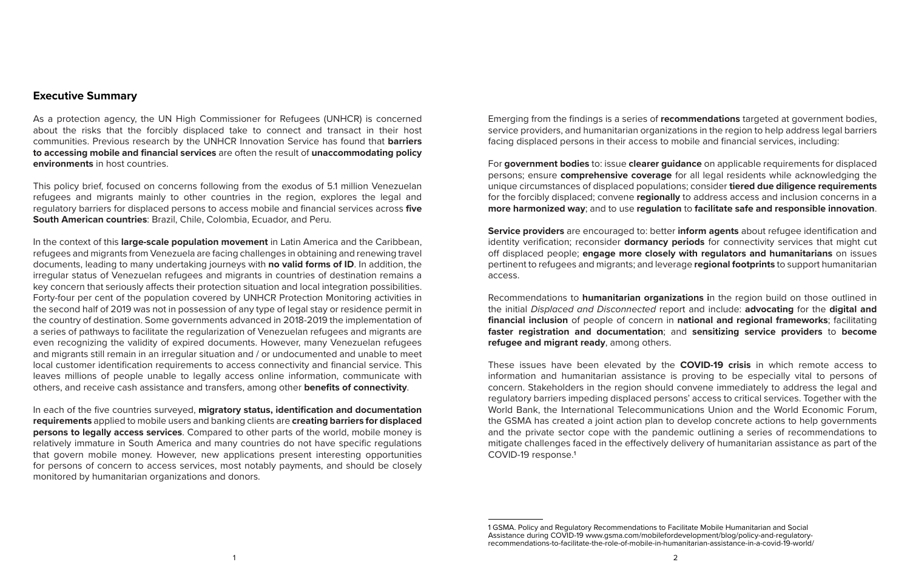## Executive Summary

As a protection agency, the UN High Commissioner for Refugees (UNHCR) is concerned about the risks that the forcibly displaced take to connect and transact in their host communities. Previous research by the UNHCR Innovation Service has found that **barriers to accessing mobile and financial services** are often the result of **unaccommodating policy environments** in host countries.

This policy brief, focused on concerns following from the exodus of 5.1 million Venezuelan refugees and migrants mainly to other countries in the region, explores the legal and regulatory barriers for displaced persons to access mobile and financial services across **five South American countries**: Brazil, Chile, Colombia, Ecuador, and Peru.

In the context of this **large-scale population movement** in Latin America and the Caribbean, refugees and migrants from Venezuela are facing challenges in obtaining and renewing travel documents, leading to many undertaking journeys with **no valid forms of ID**. In addition, the irregular status of Venezuelan refugees and migrants in countries of destination remains a key concern that seriously affects their protection situation and local integration possibilities. Forty-four per cent of the population covered by UNHCR Protection Monitoring activities in the second half of 2019 was not in possession of any type of legal stay or residence permit in the country of destination. Some governments advanced in 2018-2019 the implementation of a series of pathways to facilitate the regularization of Venezuelan refugees and migrants are even recognizing the validity of expired documents. However, many Venezuelan refugees and migrants still remain in an irregular situation and / or undocumented and unable to meet local customer identification requirements to access connectivity and financial service. This leaves millions of people unable to legally access online information, communicate with others, and receive cash assistance and transfers, among other **benefits of connectivity**.

In each of the five countries surveyed, **migratory status, identification and documentation requirements** applied to mobile users and banking clients are **creating barriers for displaced persons to legally access services**. Compared to other parts of the world, mobile money is relatively immature in South America and many countries do not have specific regulations that govern mobile money. However, new applications present interesting opportunities for persons of concern to access services, most notably payments, and should be closely monitored by humanitarian organizations and donors.

Emerging from the findings is a series of **recommendations** targeted at government bodies, service providers, and humanitarian organizations in the region to help address legal barriers facing displaced persons in their access to mobile and financial services, including:

For **government bodies** to: issue **clearer guidance** on applicable requirements for displaced persons; ensure **comprehensive coverage** for all legal residents while acknowledging the unique circumstances of displaced populations; consider **tiered due diligence requirements** for the forcibly displaced; convene **regionally** to address access and inclusion concerns in a **more harmonized way**; and to use **regulation** to **facilitate safe and responsible innovation**.

**Service providers** are encouraged to: better **inform agents** about refugee identification and identity verification; reconsider **dormancy periods** for connectivity services that might cut off displaced people; **engage more closely with regulators and humanitarians** on issues pertinent to refugees and migrants; and leverage **regional footprints** to support humanitarian access.

Recommendations to **humanitarian organizations i**n the region build on those outlined in the initial *Displaced and Disconnected* report and include: **advocating** for the **digital and financial inclusion** of people of concern in **national and regional frameworks**; facilitating **faster registration and documentation**; and **sensitizing service providers** to **become refugee and migrant ready**, among others.

These issues have been elevated by the **COVID-19 crisis** in which remote access to information and humanitarian assistance is proving to be especially vital to persons of concern. Stakeholders in the region should convene immediately to address the legal and regulatory barriers impeding displaced persons' access to critical services. Together with the World Bank, the International Telecommunications Union and the World Economic Forum, the GSMA has created a joint action plan to develop concrete actions to help governments and the private sector cope with the pandemic outlining a series of recommendations to mitigate challenges faced in the effectively delivery of humanitarian assistance as part of the COVID-19 response.[1]

---

[1] GSMA. Policy and Regulatory Recommendations to Facilitate Mobile Humanitarian and Social Assistance during COVID-19 www.gsma.com/mobilefordevelopment/blog/policy-and-regulatory-recommendations-to-facilitate-the-role-of-mobile-in-humanitarian-assistance-in-a-covid-19-world/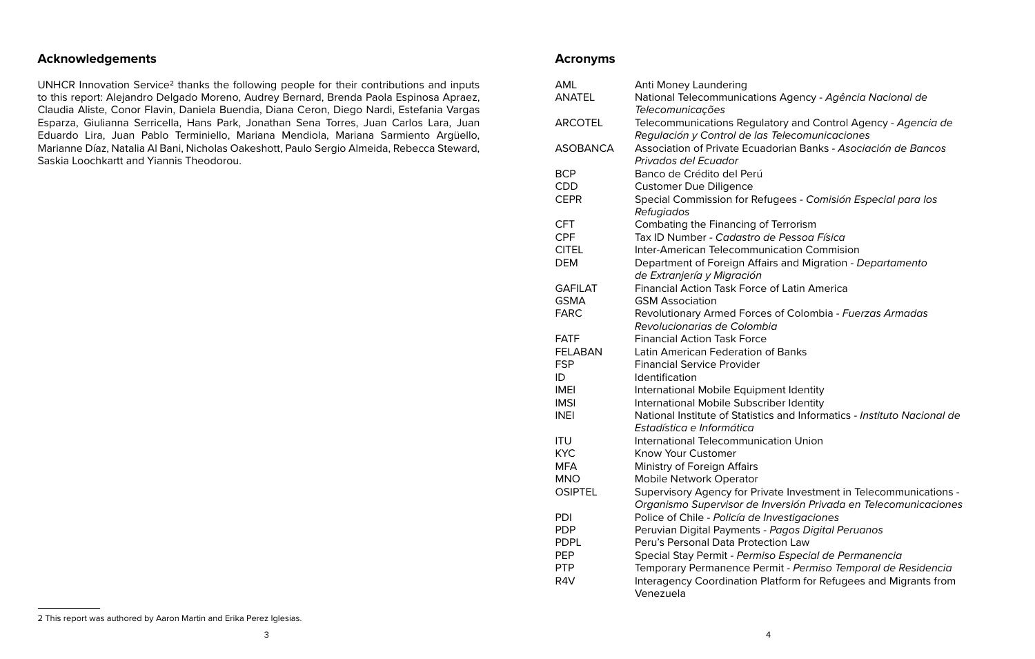## Acknowledgements

UNHCR Innovation Service[2] thanks the following people for their contributions and inputs to this report: Alejandro Delgado Moreno, Audrey Bernard, Brenda Paola Espinosa Apraez, Claudia Aliste, Conor Flavin, Daniela Buendia, Diana Ceron, Diego Nardi, Estefania Vargas Esparza, Giulianna Serricella, Hans Park, Jonathan Sena Torres, Juan Carlos Lara, Juan Eduardo Lira, Juan Pablo Terminiello, Mariana Mendiola, Mariana Sarmiento Argüello, Marianne Díaz, Natalia Al Bani, Nicholas Oakeshott, Paulo Sergio Almeida, Rebecca Steward, Saskia Loochkartt and Yiannis Theodorou.

[2] This report was authored by Aaron Martin and Erika Perez Iglesias.

## Acronyms

| | |
|---|---|
| AML | Anti Money Laundering |
| ANATEL | National Telecommunications Agency - *Agência Nacional de Telecomunicações* |
| ARCOTEL | Telecommunications Regulatory and Control Agency - *Agencia de Regulación y Control de las Telecomunicaciones* |
| ASOBANCA | Association of Private Ecuadorian Banks - *Asociación de Bancos Privados del Ecuador* |
| BCP | Banco de Crédito del Perú |
| CDD | Customer Due Diligence |
| CEPR | Special Commission for Refugees - *Comisión Especial para los Refugiados* |
| CFT | Combating the Financing of Terrorism |
| CPF | Tax ID Number - *Cadastro de Pessoa Física* |
| CITEL | Inter-American Telecommunication Commision |
| DEM | Department of Foreign Affairs and Migration - *Departamento de Extranjería y Migración* |
| GAFILAT | Financial Action Task Force of Latin America |
| GSMA | GSM Association |
| FARC | Revolutionary Armed Forces of Colombia - *Fuerzas Armadas Revolucionarias de Colombia* |
| FATF | Financial Action Task Force |
| FELABAN | Latin American Federation of Banks |
| FSP | Financial Service Provider |
| ID | Identification |
| IMEI | International Mobile Equipment Identity |
| IMSI | International Mobile Subscriber Identity |
| INEI | National Institute of Statistics and Informatics - *Instituto Nacional de Estadística e Informática* |
| ITU | International Telecommunication Union |
| KYC | Know Your Customer |
| MFA | Ministry of Foreign Affairs |
| MNO | Mobile Network Operator |
| OSIPTEL | Supervisory Agency for Private Investment in Telecommunications - *Organismo Supervisor de Inversión Privada en Telecomunicaciones* |
| PDI | Police of Chile - *Policía de Investigaciones* |
| PDP | Peruvian Digital Payments - *Pagos Digital Peruanos* |
| PDPL | Peru's Personal Data Protection Law |
| PEP | Special Stay Permit - *Permiso Especial de Permanencia* |
| PTP | Temporary Permanence Permit - *Permiso Temporal de Residencia* |
| R4V | Interagency Coordination Platform for Refugees and Migrants from Venezuela |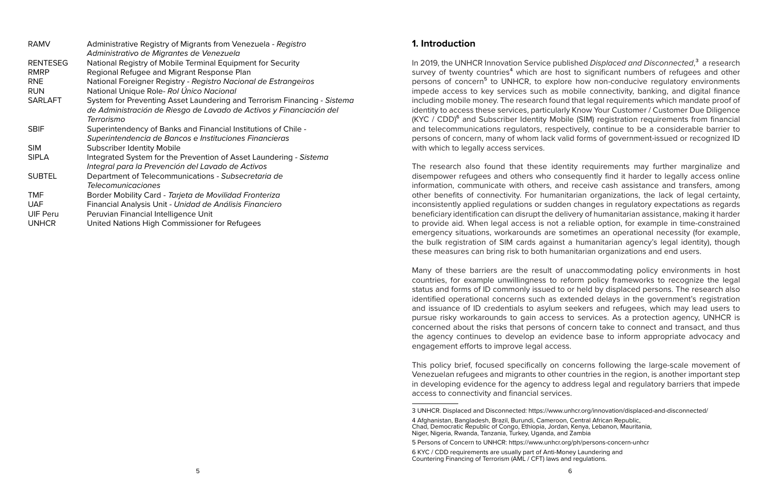| | |
|---|---|
| RAMV | Administrative Registry of Migrants from Venezuela - *Registro Administrativo de Migrantes de Venezuela* |
| RENTESEG | National Registry of Mobile Terminal Equipment for Security |
| RMRP | Regional Refugee and Migrant Response Plan |
| RNE | National Foreigner Registry - *Registro Nacional de Estrangeiros* |
| RUN | National Unique Role- *Rol Único Nacional* |
| SARLAFT | System for Preventing Asset Laundering and Terrorism Financing - *Sistema de Administración de Riesgo de Lavado de Activos y Financiación del Terrorismo* |
| SBIF | Superintendency of Banks and Financial Institutions of Chile - *Superintendencia de Bancos e Instituciones Financieras* |
| SIM | Subscriber Identity Mobile |
| SIPLA | Integrated System for the Prevention of Asset Laundering - *Sistema Integral para la Prevención del Lavado de Activos* |
| SUBTEL | Department of Telecommunications - *Subsecretaria de Telecomunicaciones* |
| TMF | Border Mobility Card - *Tarjeta de Movilidad Fronteriza* |
| UAF | Financial Analysis Unit - *Unidad de Análisis Financiero* |
| UIF Peru | Peruvian Financial Intelligence Unit |
| UNHCR | United Nations High Commissioner for Refugees |

## 1. Introduction

In 2019, the UNHCR Innovation Service published *Displaced and Disconnected*,[3] a research survey of twenty countries[4] which are host to significant numbers of refugees and other persons of concern[5] to UNHCR, to explore how non-conducive regulatory environments impede access to key services such as mobile connectivity, banking, and digital finance including mobile money. The research found that legal requirements which mandate proof of identity to access these services, particularly Know Your Customer / Customer Due Diligence (KYC / CDD)[6] and Subscriber Identity Mobile (SIM) registration requirements from financial and telecommunications regulators, respectively, continue to be a considerable barrier to persons of concern, many of whom lack valid forms of government-issued or recognized ID with which to legally access services.

The research also found that these identity requirements may further marginalize and disempower refugees and others who consequently find it harder to legally access online information, communicate with others, and receive cash assistance and transfers, among other benefits of connectivity. For humanitarian organizations, the lack of legal certainty, inconsistently applied regulations or sudden changes in regulatory expectations as regards beneficiary identification can disrupt the delivery of humanitarian assistance, making it harder to provide aid. When legal access is not a reliable option, for example in time-constrained emergency situations, workarounds are sometimes an operational necessity (for example, the bulk registration of SIM cards against a humanitarian agency's legal identity), though these measures can bring risk to both humanitarian organizations and end users.

Many of these barriers are the result of unaccommodating policy environments in host countries, for example unwillingness to reform policy frameworks to recognize the legal status and forms of ID commonly issued to or held by displaced persons. The research also identified operational concerns such as extended delays in the government's registration and issuance of ID credentials to asylum seekers and refugees, which may lead users to pursue risky workarounds to gain access to services. As a protection agency, UNHCR is concerned about the risks that persons of concern take to connect and transact, and thus the agency continues to develop an evidence base to inform appropriate advocacy and engagement efforts to improve legal access.

This policy brief, focused specifically on concerns following the large-scale movement of Venezuelan refugees and migrants to other countries in the region, is another important step in developing evidence for the agency to address legal and regulatory barriers that impede access to connectivity and financial services.

---

3 UNHCR. Displaced and Disconnected: https://www.unhcr.org/innovation/displaced-and-disconnected/

4 Afghanistan, Bangladesh, Brazil, Burundi, Cameroon, Central African Republic, Chad, Democratic Republic of Congo, Ethiopia, Jordan, Kenya, Lebanon, Mauritania, Niger, Nigeria, Rwanda, Tanzania, Turkey, Uganda, and Zambia

5 Persons of Concern to UNHCR: https://www.unhcr.org/ph/persons-concern-unhcr

6 KYC / CDD requirements are usually part of Anti-Money Laundering and Countering Financing of Terrorism (AML / CFT) laws and regulations.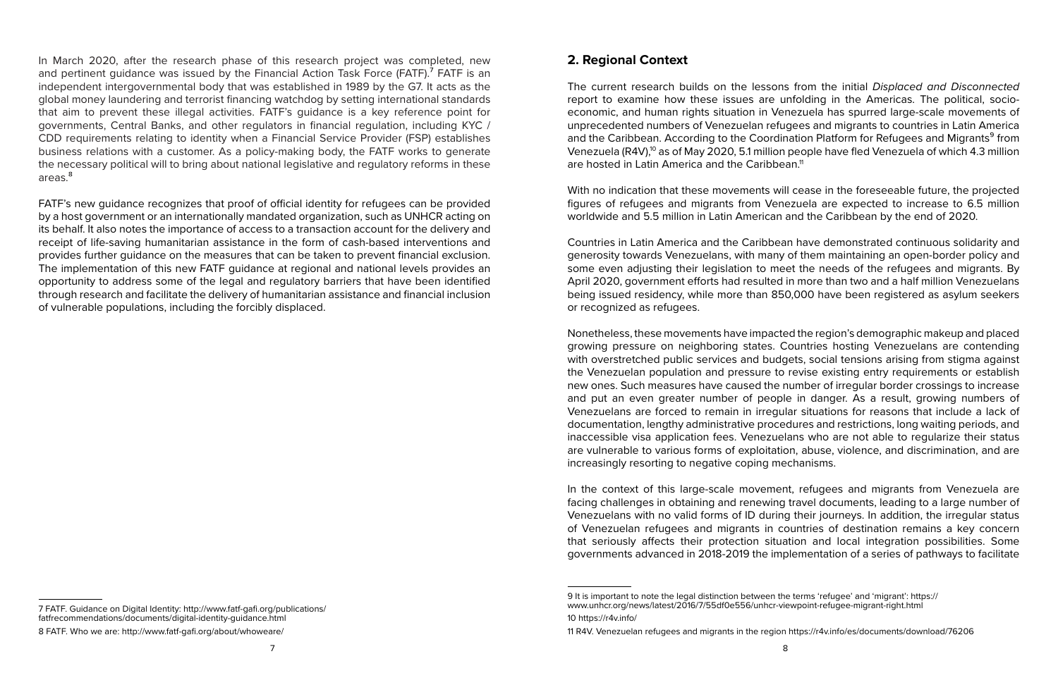In March 2020, after the research phase of this research project was completed, new and pertinent guidance was issued by the Financial Action Task Force (FATF).[7] FATF is an independent intergovernmental body that was established in 1989 by the G7. It acts as the global money laundering and terrorist financing watchdog by setting international standards that aim to prevent these illegal activities. FATF's guidance is a key reference point for governments, Central Banks, and other regulators in financial regulation, including KYC / CDD requirements relating to identity when a Financial Service Provider (FSP) establishes business relations with a customer. As a policy-making body, the FATF works to generate the necessary political will to bring about national legislative and regulatory reforms in these areas.[8]

FATF's new guidance recognizes that proof of official identity for refugees can be provided by a host government or an internationally mandated organization, such as UNHCR acting on its behalf. It also notes the importance of access to a transaction account for the delivery and receipt of life-saving humanitarian assistance in the form of cash-based interventions and provides further guidance on the measures that can be taken to prevent financial exclusion. The implementation of this new FATF guidance at regional and national levels provides an opportunity to address some of the legal and regulatory barriers that have been identified through research and facilitate the delivery of humanitarian assistance and financial inclusion of vulnerable populations, including the forcibly displaced.

7 FATF. Guidance on Digital Identity: http://www.fatf-gafi.org/publications/fatfrecommendations/documents/digital-identity-guidance.html

8 FATF. Who we are: http://www.fatf-gafi.org/about/whoweare/

## 2. Regional Context

The current research builds on the lessons from the initial *Displaced and Disconnected* report to examine how these issues are unfolding in the Americas. The political, socio-economic, and human rights situation in Venezuela has spurred large-scale movements of unprecedented numbers of Venezuelan refugees and migrants to countries in Latin America and the Caribbean. According to the Coordination Platform for Refugees and Migrants[9] from Venezuela (R4V),[10] as of May 2020, 5.1 million people have fled Venezuela of which 4.3 million are hosted in Latin America and the Caribbean.[11]

With no indication that these movements will cease in the foreseeable future, the projected figures of refugees and migrants from Venezuela are expected to increase to 6.5 million worldwide and 5.5 million in Latin American and the Caribbean by the end of 2020.

Countries in Latin America and the Caribbean have demonstrated continuous solidarity and generosity towards Venezuelans, with many of them maintaining an open-border policy and some even adjusting their legislation to meet the needs of the refugees and migrants. By April 2020, government efforts had resulted in more than two and a half million Venezuelans being issued residency, while more than 850,000 have been registered as asylum seekers or recognized as refugees.

Nonetheless, these movements have impacted the region's demographic makeup and placed growing pressure on neighboring states. Countries hosting Venezuelans are contending with overstretched public services and budgets, social tensions arising from stigma against the Venezuelan population and pressure to revise existing entry requirements or establish new ones. Such measures have caused the number of irregular border crossings to increase and put an even greater number of people in danger. As a result, growing numbers of Venezuelans are forced to remain in irregular situations for reasons that include a lack of documentation, lengthy administrative procedures and restrictions, long waiting periods, and inaccessible visa application fees. Venezuelans who are not able to regularize their status are vulnerable to various forms of exploitation, abuse, violence, and discrimination, and are increasingly resorting to negative coping mechanisms.

In the context of this large-scale movement, refugees and migrants from Venezuela are facing challenges in obtaining and renewing travel documents, leading to a large number of Venezuelans with no valid forms of ID during their journeys. In addition, the irregular status of Venezuelan refugees and migrants in countries of destination remains a key concern that seriously affects their protection situation and local integration possibilities. Some governments advanced in 2018-2019 the implementation of a series of pathways to facilitate

9 It is important to note the legal distinction between the terms 'refugee' and 'migrant': https://www.unhcr.org/news/latest/2016/7/55df0e556/unhcr-viewpoint-refugee-migrant-right.html

10 https://r4v.info/

11 R4V. Venezuelan refugees and migrants in the region https://r4v.info/es/documents/download/76206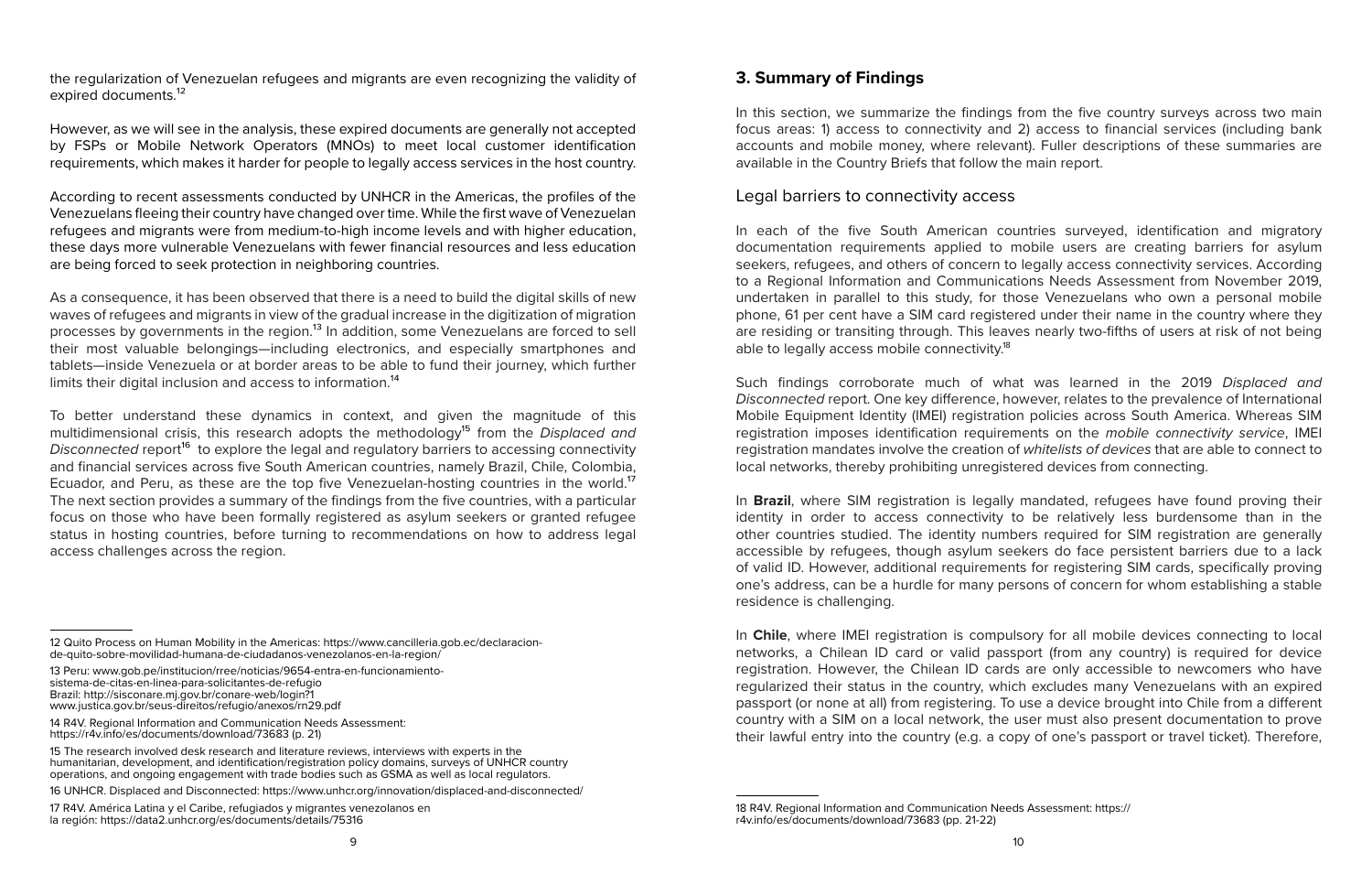the regularization of Venezuelan refugees and migrants are even recognizing the validity of expired documents.[12]

However, as we will see in the analysis, these expired documents are generally not accepted by FSPs or Mobile Network Operators (MNOs) to meet local customer identification requirements, which makes it harder for people to legally access services in the host country.

According to recent assessments conducted by UNHCR in the Americas, the profiles of the Venezuelans fleeing their country have changed over time. While the first wave of Venezuelan refugees and migrants were from medium-to-high income levels and with higher education, these days more vulnerable Venezuelans with fewer financial resources and less education are being forced to seek protection in neighboring countries.

As a consequence, it has been observed that there is a need to build the digital skills of new waves of refugees and migrants in view of the gradual increase in the digitization of migration processes by governments in the region.[13] In addition, some Venezuelans are forced to sell their most valuable belongings—including electronics, and especially smartphones and tablets—inside Venezuela or at border areas to be able to fund their journey, which further limits their digital inclusion and access to information.[14]

To better understand these dynamics in context, and given the magnitude of this multidimensional crisis, this research adopts the methodology[15] from the *Displaced and Disconnected* report[16] to explore the legal and regulatory barriers to accessing connectivity and financial services across five South American countries, namely Brazil, Chile, Colombia, Ecuador, and Peru, as these are the top five Venezuelan-hosting countries in the world.[17] The next section provides a summary of the findings from the five countries, with a particular focus on those who have been formally registered as asylum seekers or granted refugee status in hosting countries, before turning to recommendations on how to address legal access challenges across the region.

12 Quito Process on Human Mobility in the Americas: https://www.cancilleria.gob.ec/declaracion-de-quito-sobre-movilidad-humana-de-ciudadanos-venezolanos-en-la-region/

13 Peru: www.gob.pe/institucion/rree/noticias/9654-entra-en-funcionamiento-sistema-de-citas-en-linea-para-solicitantes-de-refugio
Brazil: http://sisconare.mj.gov.br/conare-web/login?1
www.justica.gov.br/seus-direitos/refugio/anexos/rn29.pdf

14 R4V. Regional Information and Communication Needs Assessment: https://r4v.info/es/documents/download/73683 (p. 21)

15 The research involved desk research and literature reviews, interviews with experts in the humanitarian, development, and identification/registration policy domains, surveys of UNHCR country operations, and ongoing engagement with trade bodies such as GSMA as well as local regulators.

16 UNHCR. Displaced and Disconnected: https://www.unhcr.org/innovation/displaced-and-disconnected/

17 R4V. América Latina y el Caribe, refugiados y migrantes venezolanos en la región: https://data2.unhcr.org/es/documents/details/75316

## 3. Summary of Findings

In this section, we summarize the findings from the five country surveys across two main focus areas: 1) access to connectivity and 2) access to financial services (including bank accounts and mobile money, where relevant). Fuller descriptions of these summaries are available in the Country Briefs that follow the main report.

### Legal barriers to connectivity access

In each of the five South American countries surveyed, identification and migratory documentation requirements applied to mobile users are creating barriers for asylum seekers, refugees, and others of concern to legally access connectivity services. According to a Regional Information and Communications Needs Assessment from November 2019, undertaken in parallel to this study, for those Venezuelans who own a personal mobile phone, 61 per cent have a SIM card registered under their name in the country where they are residing or transiting through. This leaves nearly two-fifths of users at risk of not being able to legally access mobile connectivity.[18]

Such findings corroborate much of what was learned in the 2019 *Displaced and Disconnected* report. One key difference, however, relates to the prevalence of International Mobile Equipment Identity (IMEI) registration policies across South America. Whereas SIM registration imposes identification requirements on the *mobile connectivity service*, IMEI registration mandates involve the creation of *whitelists of devices* that are able to connect to local networks, thereby prohibiting unregistered devices from connecting.

In **Brazil**, where SIM registration is legally mandated, refugees have found proving their identity in order to access connectivity to be relatively less burdensome than in the other countries studied. The identity numbers required for SIM registration are generally accessible by refugees, though asylum seekers do face persistent barriers due to a lack of valid ID. However, additional requirements for registering SIM cards, specifically proving one's address, can be a hurdle for many persons of concern for whom establishing a stable residence is challenging.

In **Chile**, where IMEI registration is compulsory for all mobile devices connecting to local networks, a Chilean ID card or valid passport (from any country) is required for device registration. However, the Chilean ID cards are only accessible to newcomers who have regularized their status in the country, which excludes many Venezuelans with an expired passport (or none at all) from registering. To use a device brought into Chile from a different country with a SIM on a local network, the user must also present documentation to prove their lawful entry into the country (e.g. a copy of one's passport or travel ticket). Therefore,

18 R4V. Regional Information and Communication Needs Assessment: https://r4v.info/es/documents/download/73683 (pp. 21-22)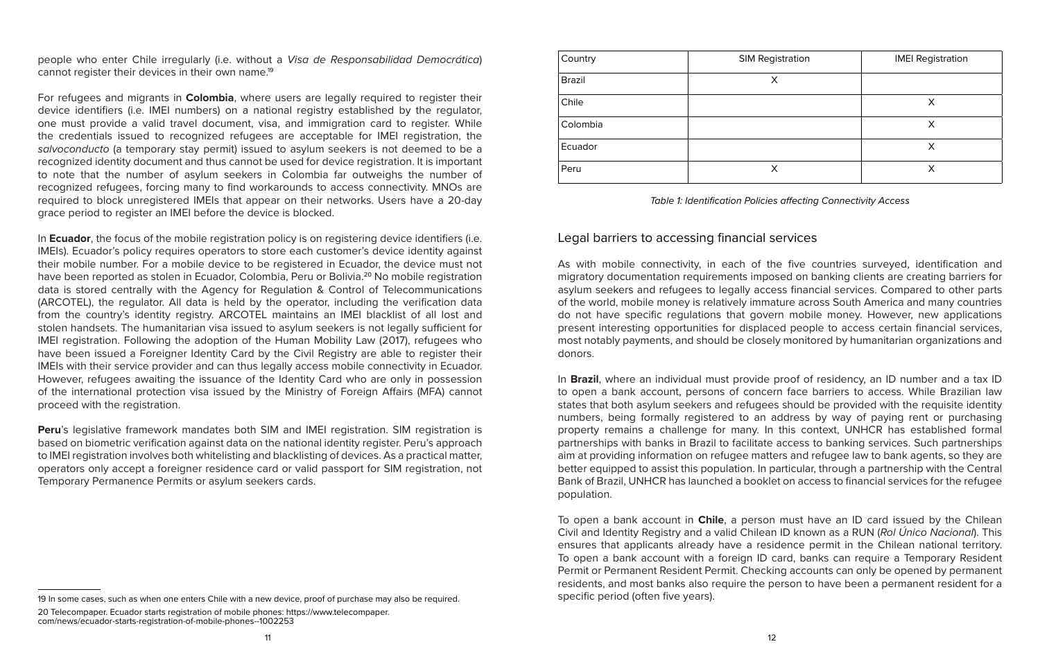people who enter Chile irregularly (i.e. without a *Visa de Responsabilidad Democrática*) cannot register their devices in their own name.[19]

For refugees and migrants in **Colombia**, where users are legally required to register their device identifiers (i.e. IMEI numbers) on a national registry established by the regulator, one must provide a valid travel document, visa, and immigration card to register. While the credentials issued to recognized refugees are acceptable for IMEI registration, the *salvoconducto* (a temporary stay permit) issued to asylum seekers is not deemed to be a recognized identity document and thus cannot be used for device registration. It is important to note that the number of asylum seekers in Colombia far outweighs the number of recognized refugees, forcing many to find workarounds to access connectivity. MNOs are required to block unregistered IMEIs that appear on their networks. Users have a 20-day grace period to register an IMEI before the device is blocked.

In **Ecuador**, the focus of the mobile registration policy is on registering device identifiers (i.e. IMEIs). Ecuador's policy requires operators to store each customer's device identity against their mobile number. For a mobile device to be registered in Ecuador, the device must not have been reported as stolen in Ecuador, Colombia, Peru or Bolivia.[20] No mobile registration data is stored centrally with the Agency for Regulation & Control of Telecommunications (ARCOTEL), the regulator. All data is held by the operator, including the verification data from the country's identity registry. ARCOTEL maintains an IMEI blacklist of all lost and stolen handsets. The humanitarian visa issued to asylum seekers is not legally sufficient for IMEI registration. Following the adoption of the Human Mobility Law (2017), refugees who have been issued a Foreigner Identity Card by the Civil Registry are able to register their IMEIs with their service provider and can thus legally access mobile connectivity in Ecuador. However, refugees awaiting the issuance of the Identity Card who are only in possession of the international protection visa issued by the Ministry of Foreign Affairs (MFA) cannot proceed with the registration.

**Peru**'s legislative framework mandates both SIM and IMEI registration. SIM registration is based on biometric verification against data on the national identity register. Peru's approach to IMEI registration involves both whitelisting and blacklisting of devices. As a practical matter, operators only accept a foreigner residence card or valid passport for SIM registration, not Temporary Permanence Permits or asylum seekers cards.

19 In some cases, such as when one enters Chile with a new device, proof of purchase may also be required.

20 Telecompaper. Ecuador starts registration of mobile phones: https://www.telecompaper.com/news/ecuador-starts-registration-of-mobile-phones--1002253

| Country | SIM Registration | IMEI Registration |
|---|---|---|
| Brazil | X | |
| Chile | | X |
| Colombia | | X |
| Ecuador | | X |
| Peru | X | X |

*Table 1: Identification Policies affecting Connectivity Access*

## Legal barriers to accessing financial services

As with mobile connectivity, in each of the five countries surveyed, identification and migratory documentation requirements imposed on banking clients are creating barriers for asylum seekers and refugees to legally access financial services. Compared to other parts of the world, mobile money is relatively immature across South America and many countries do not have specific regulations that govern mobile money. However, new applications present interesting opportunities for displaced people to access certain financial services, most notably payments, and should be closely monitored by humanitarian organizations and donors.

In **Brazil**, where an individual must provide proof of residency, an ID number and a tax ID to open a bank account, persons of concern face barriers to access. While Brazilian law states that both asylum seekers and refugees should be provided with the requisite identity numbers, being formally registered to an address by way of paying rent or purchasing property remains a challenge for many. In this context, UNHCR has established formal partnerships with banks in Brazil to facilitate access to banking services. Such partnerships aim at providing information on refugee matters and refugee law to bank agents, so they are better equipped to assist this population. In particular, through a partnership with the Central Bank of Brazil, UNHCR has launched a booklet on access to financial services for the refugee population.

To open a bank account in **Chile**, a person must have an ID card issued by the Chilean Civil and Identity Registry and a valid Chilean ID known as a RUN (*Rol Único Nacional*). This ensures that applicants already have a residence permit in the Chilean national territory. To open a bank account with a foreign ID card, banks can require a Temporary Resident Permit or Permanent Resident Permit. Checking accounts can only be opened by permanent residents, and most banks also require the person to have been a permanent resident for a specific period (often five years).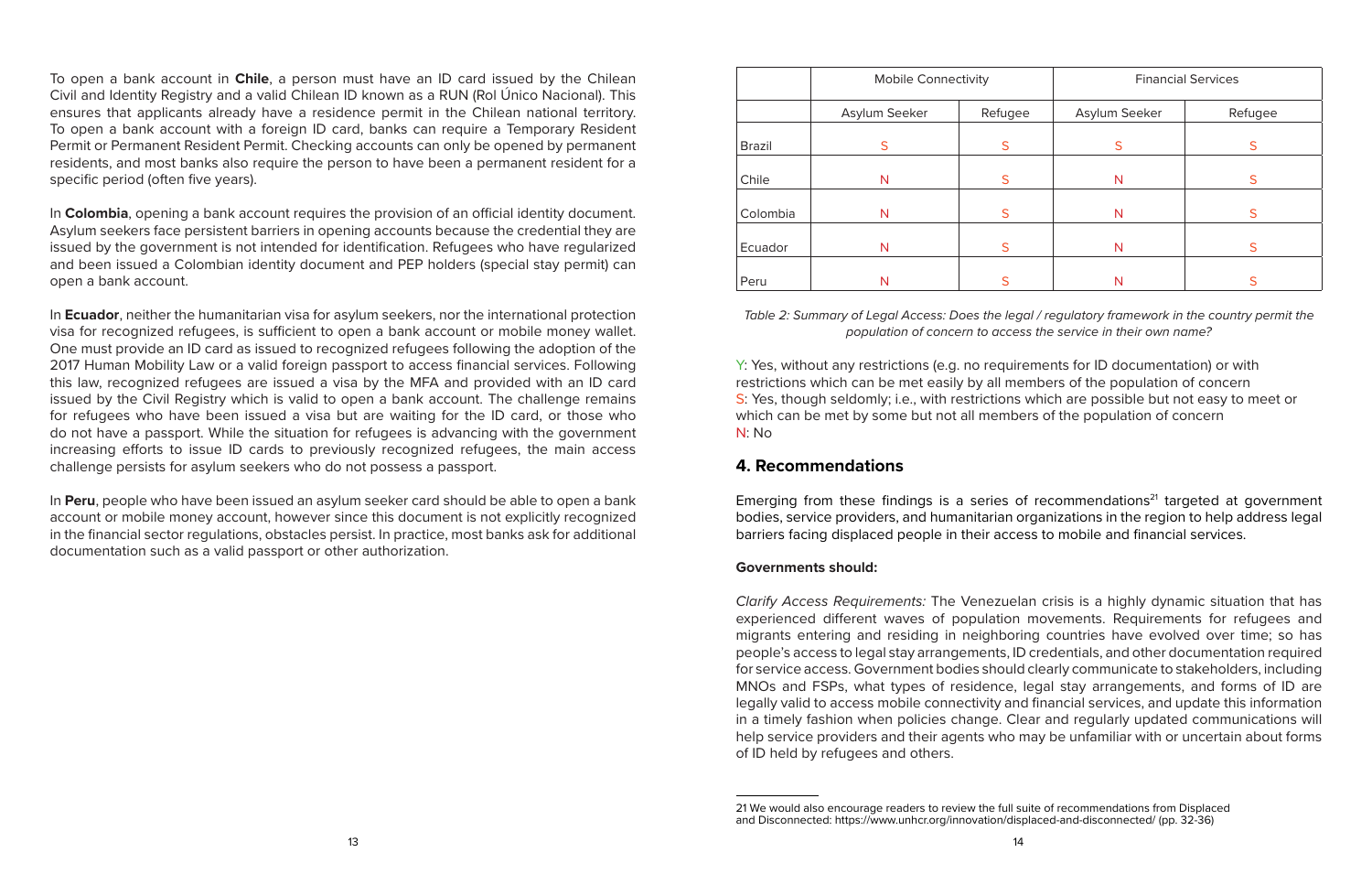To open a bank account in **Chile**, a person must have an ID card issued by the Chilean Civil and Identity Registry and a valid Chilean ID known as a RUN (Rol Único Nacional). This ensures that applicants already have a residence permit in the Chilean national territory. To open a bank account with a foreign ID card, banks can require a Temporary Resident Permit or Permanent Resident Permit. Checking accounts can only be opened by permanent residents, and most banks also require the person to have been a permanent resident for a specific period (often five years).

In **Colombia**, opening a bank account requires the provision of an official identity document. Asylum seekers face persistent barriers in opening accounts because the credential they are issued by the government is not intended for identification. Refugees who have regularized and been issued a Colombian identity document and PEP holders (special stay permit) can open a bank account.

In **Ecuador**, neither the humanitarian visa for asylum seekers, nor the international protection visa for recognized refugees, is sufficient to open a bank account or mobile money wallet. One must provide an ID card as issued to recognized refugees following the adoption of the 2017 Human Mobility Law or a valid foreign passport to access financial services. Following this law, recognized refugees are issued a visa by the MFA and provided with an ID card issued by the Civil Registry which is valid to open a bank account. The challenge remains for refugees who have been issued a visa but are waiting for the ID card, or those who do not have a passport. While the situation for refugees is advancing with the government increasing efforts to issue ID cards to previously recognized refugees, the main access challenge persists for asylum seekers who do not possess a passport.

In **Peru**, people who have been issued an asylum seeker card should be able to open a bank account or mobile money account, however since this document is not explicitly recognized in the financial sector regulations, obstacles persist. In practice, most banks ask for additional documentation such as a valid passport or other authorization.

| | Mobile Connectivity | | Financial Services | |
|---|---|---|---|---|
| | Asylum Seeker | Refugee | Asylum Seeker | Refugee |
| Brazil | S | S | S | S |
| Chile | N | S | N | S |
| Colombia | N | S | N | S |
| Ecuador | N | S | N | S |
| Peru | N | S | N | S |

*Table 2: Summary of Legal Access: Does the legal / regulatory framework in the country permit the population of concern to access the service in their own name?*

Y: Yes, without any restrictions (e.g. no requirements for ID documentation) or with restrictions which can be met easily by all members of the population of concern
S: Yes, though seldomly; i.e., with restrictions which are possible but not easy to meet or which can be met by some but not all members of the population of concern
N: No

## 4. Recommendations

Emerging from these findings is a series of recommendations[21] targeted at government bodies, service providers, and humanitarian organizations in the region to help address legal barriers facing displaced people in their access to mobile and financial services.

**Governments should:**

*Clarify Access Requirements:* The Venezuelan crisis is a highly dynamic situation that has experienced different waves of population movements. Requirements for refugees and migrants entering and residing in neighboring countries have evolved over time; so has people's access to legal stay arrangements, ID credentials, and other documentation required for service access. Government bodies should clearly communicate to stakeholders, including MNOs and FSPs, what types of residence, legal stay arrangements, and forms of ID are legally valid to access mobile connectivity and financial services, and update this information in a timely fashion when policies change. Clear and regularly updated communications will help service providers and their agents who may be unfamiliar with or uncertain about forms of ID held by refugees and others.

21 We would also encourage readers to review the full suite of recommendations from Displaced and Disconnected: https://www.unhcr.org/innovation/displaced-and-disconnected/ (pp. 32-36)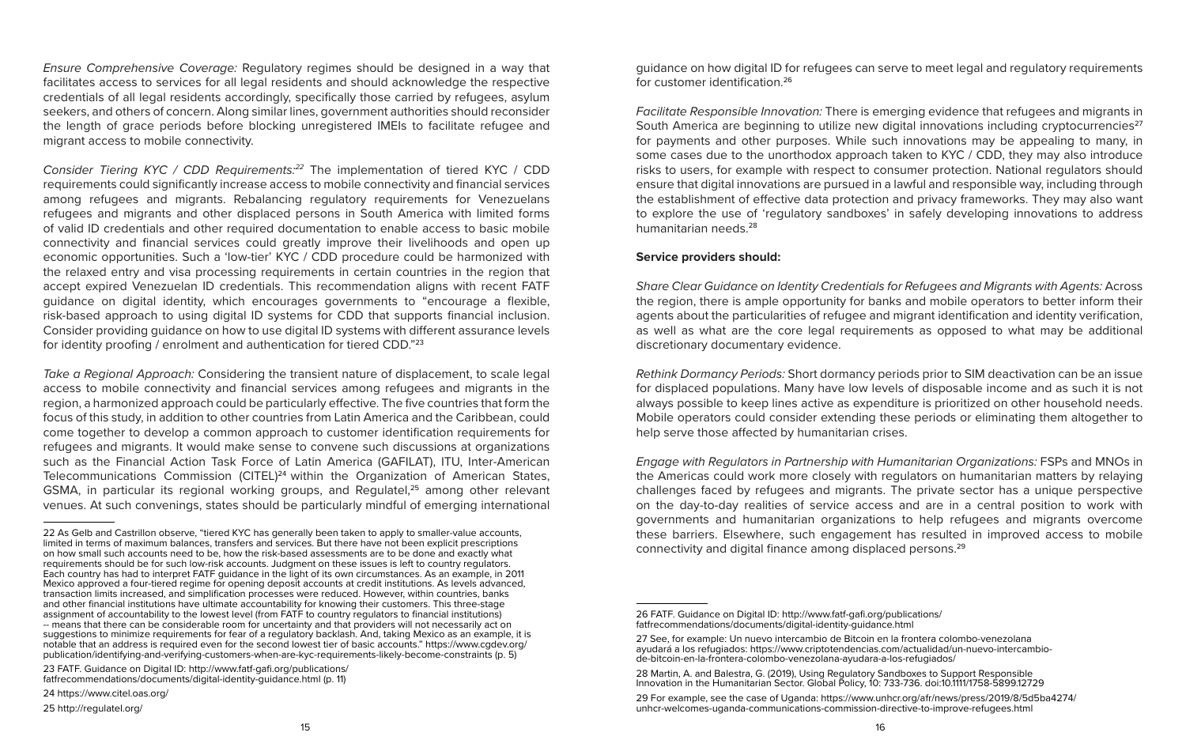*Ensure Comprehensive Coverage:* Regulatory regimes should be designed in a way that facilitates access to services for all legal residents and should acknowledge the respective credentials of all legal residents accordingly, specifically those carried by refugees, asylum seekers, and others of concern. Along similar lines, government authorities should reconsider the length of grace periods before blocking unregistered IMEIs to facilitate refugee and migrant access to mobile connectivity.

*Consider Tiering KYC / CDD Requirements:*[22] The implementation of tiered KYC / CDD requirements could significantly increase access to mobile connectivity and financial services among refugees and migrants. Rebalancing regulatory requirements for Venezuelans refugees and migrants and other displaced persons in South America with limited forms of valid ID credentials and other required documentation to enable access to basic mobile connectivity and financial services could greatly improve their livelihoods and open up economic opportunities. Such a 'low-tier' KYC / CDD procedure could be harmonized with the relaxed entry and visa processing requirements in certain countries in the region that accept expired Venezuelan ID credentials. This recommendation aligns with recent FATF guidance on digital identity, which encourages governments to "encourage a flexible, risk-based approach to using digital ID systems for CDD that supports financial inclusion. Consider providing guidance on how to use digital ID systems with different assurance levels for identity proofing / enrolment and authentication for tiered CDD."[23]

*Take a Regional Approach:* Considering the transient nature of displacement, to scale legal access to mobile connectivity and financial services among refugees and migrants in the region, a harmonized approach could be particularly effective. The five countries that form the focus of this study, in addition to other countries from Latin America and the Caribbean, could come together to develop a common approach to customer identification requirements for refugees and migrants. It would make sense to convene such discussions at organizations such as the Financial Action Task Force of Latin America (GAFILAT), ITU, Inter-American Telecommunications Commission (CITEL)[24] within the Organization of American States, GSMA, in particular its regional working groups, and Regulatel,[25] among other relevant venues. At such convenings, states should be particularly mindful of emerging international guidance on how digital ID for refugees can serve to meet legal and regulatory requirements for customer identification.[26]

*Facilitate Responsible Innovation:* There is emerging evidence that refugees and migrants in South America are beginning to utilize new digital innovations including cryptocurrencies[27] for payments and other purposes. While such innovations may be appealing to many, in some cases due to the unorthodox approach taken to KYC / CDD, they may also introduce risks to users, for example with respect to consumer protection. National regulators should ensure that digital innovations are pursued in a lawful and responsible way, including through the establishment of effective data protection and privacy frameworks. They may also want to explore the use of 'regulatory sandboxes' in safely developing innovations to address humanitarian needs.[28]

**Service providers should:**

*Share Clear Guidance on Identity Credentials for Refugees and Migrants with Agents:* Across the region, there is ample opportunity for banks and mobile operators to better inform their agents about the particularities of refugee and migrant identification and identity verification, as well as what are the core legal requirements as opposed to what may be additional discretionary documentary evidence.

*Rethink Dormancy Periods:* Short dormancy periods prior to SIM deactivation can be an issue for displaced populations. Many have low levels of disposable income and as such it is not always possible to keep lines active as expenditure is prioritized on other household needs. Mobile operators could consider extending these periods or eliminating them altogether to help serve those affected by humanitarian crises.

*Engage with Regulators in Partnership with Humanitarian Organizations:* FSPs and MNOs in the Americas could work more closely with regulators on humanitarian matters by relaying challenges faced by refugees and migrants. The private sector has a unique perspective on the day-to-day realities of service access and are in a central position to work with governments and humanitarian organizations to help refugees and migrants overcome these barriers. Elsewhere, such engagement has resulted in improved access to mobile connectivity and digital finance among displaced persons.[29]

---

22 As Gelb and Castrillon observe, "tiered KYC has generally been taken to apply to smaller-value accounts, limited in terms of maximum balances, transfers and services. But there have not been explicit prescriptions on how small such accounts need to be, how the risk-based assessments are to be done and exactly what requirements should be for such low-risk accounts. Judgment on these issues is left to country regulators. Each country has had to interpret FATF guidance in the light of its own circumstances. As an example, in 2011 Mexico approved a four-tiered regime for opening deposit accounts at credit institutions. As levels advanced, transaction limits increased, and simplification processes were reduced. However, within countries, banks and other financial institutions have ultimate accountability for knowing their customers. This three-stage assignment of accountability to the lowest level (from FATF to country regulators to financial institutions) -- means that there can be considerable room for uncertainty and that providers will not necessarily act on suggestions to minimize requirements for fear of a regulatory backlash. And, taking Mexico as an example, it is notable that an address is required even for the second lowest tier of basic accounts." https://www.cgdev.org/publication/identifying-and-verifying-customers-when-are-kyc-requirements-likely-become-constraints (p. 5)

23 FATF. Guidance on Digital ID: http://www.fatf-gafi.org/publications/fatfrecommendations/documents/digital-identity-guidance.html (p. 11)

24 https://www.citel.oas.org/

25 http://regulatel.org/

26 FATF. Guidance on Digital ID: http://www.fatf-gafi.org/publications/fatfrecommendations/documents/digital-identity-guidance.html

27 See, for example: Un nuevo intercambio de Bitcoin en la frontera colombo-venezolana ayudará a los refugiados: https://www.criptotendencias.com/actualidad/un-nuevo-intercambio-de-bitcoin-en-la-frontera-colombo-venezolana-ayudara-a-los-refugiados/

28 Martin, A. and Balestra, G. (2019), Using Regulatory Sandboxes to Support Responsible Innovation in the Humanitarian Sector. Global Policy, 10: 733-736. doi:10.1111/1758-5899.12729

29 For example, see the case of Uganda: https://www.unhcr.org/afr/news/press/2019/8/5d5ba4274/unhcr-welcomes-uganda-communications-commission-directive-to-improve-refugees.html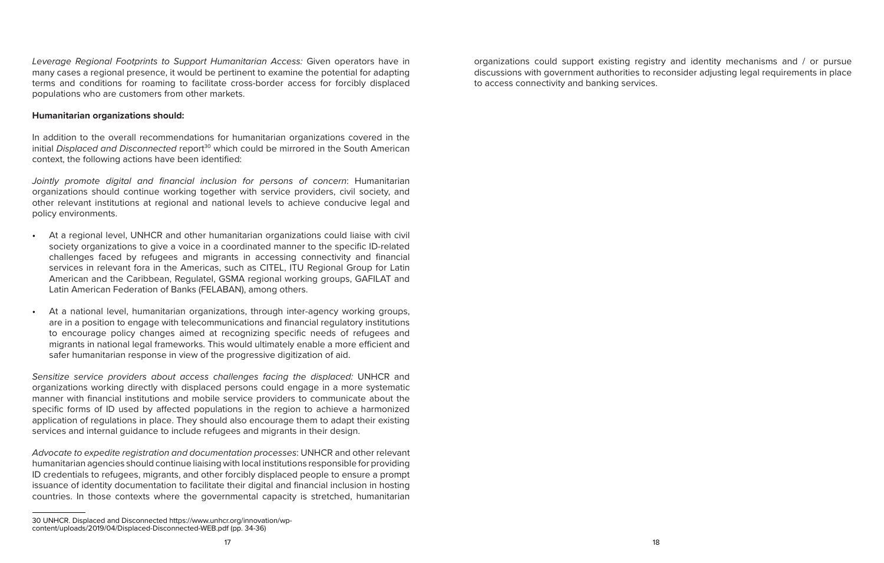*Leverage Regional Footprints to Support Humanitarian Access:* Given operators have in many cases a regional presence, it would be pertinent to examine the potential for adapting terms and conditions for roaming to facilitate cross-border access for forcibly displaced populations who are customers from other markets.

**Humanitarian organizations should:**

In addition to the overall recommendations for humanitarian organizations covered in the initial *Displaced and Disconnected* report[30] which could be mirrored in the South American context, the following actions have been identified:

*Jointly promote digital and financial inclusion for persons of concern*: Humanitarian organizations should continue working together with service providers, civil society, and other relevant institutions at regional and national levels to achieve conducive legal and policy environments.

- At a regional level, UNHCR and other humanitarian organizations could liaise with civil society organizations to give a voice in a coordinated manner to the specific ID-related challenges faced by refugees and migrants in accessing connectivity and financial services in relevant fora in the Americas, such as CITEL, ITU Regional Group for Latin American and the Caribbean, Regulatel, GSMA regional working groups, GAFILAT and Latin American Federation of Banks (FELABAN), among others.
- At a national level, humanitarian organizations, through inter-agency working groups, are in a position to engage with telecommunications and financial regulatory institutions to encourage policy changes aimed at recognizing specific needs of refugees and migrants in national legal frameworks. This would ultimately enable a more efficient and safer humanitarian response in view of the progressive digitization of aid.

*Sensitize service providers about access challenges facing the displaced:* UNHCR and organizations working directly with displaced persons could engage in a more systematic manner with financial institutions and mobile service providers to communicate about the specific forms of ID used by affected populations in the region to achieve a harmonized application of regulations in place. They should also encourage them to adapt their existing services and internal guidance to include refugees and migrants in their design.

*Advocate to expedite registration and documentation processes*: UNHCR and other relevant humanitarian agencies should continue liaising with local institutions responsible for providing ID credentials to refugees, migrants, and other forcibly displaced people to ensure a prompt issuance of identity documentation to facilitate their digital and financial inclusion in hosting countries. In those contexts where the governmental capacity is stretched, humanitarian organizations could support existing registry and identity mechanisms and / or pursue discussions with government authorities to reconsider adjusting legal requirements in place to access connectivity and banking services.

---

30 UNHCR. Displaced and Disconnected https://www.unhcr.org/innovation/wp-content/uploads/2019/04/Displaced-Disconnected-WEB.pdf (pp. 34-36)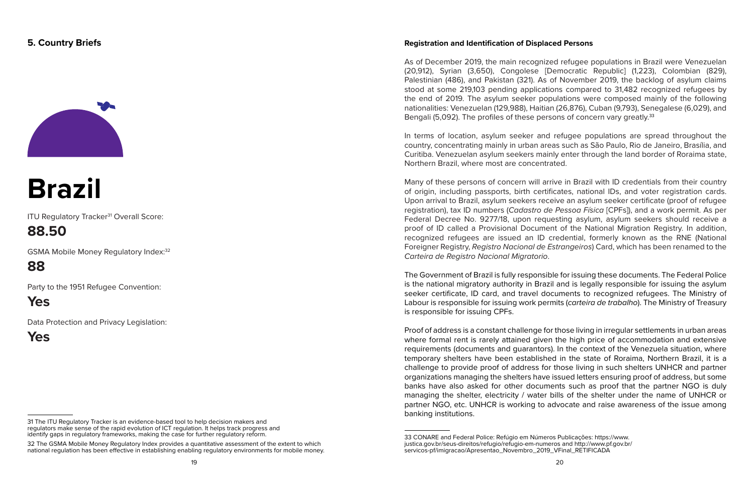## 5. Country Briefs

# Brazil

ITU Regulatory Tracker[31] Overall Score:

**88.50**

GSMA Mobile Money Regulatory Index:[32]

**88**

Party to the 1951 Refugee Convention:

**Yes**

Data Protection and Privacy Legislation:

**Yes**

31 The ITU Regulatory Tracker is an evidence-based tool to help decision makers and regulators make sense of the rapid evolution of ICT regulation. It helps track progress and identify gaps in regulatory frameworks, making the case for further regulatory reform.

32 The GSMA Mobile Money Regulatory Index provides a quantitative assessment of the extent to which national regulation has been effective in establishing enabling regulatory environments for mobile money.

### Registration and Identification of Displaced Persons

As of December 2019, the main recognized refugee populations in Brazil were Venezuelan (20,912), Syrian (3,650), Congolese [Democratic Republic] (1,223), Colombian (829), Palestinian (486), and Pakistan (321). As of November 2019, the backlog of asylum claims stood at some 219,103 pending applications compared to 31,482 recognized refugees by the end of 2019. The asylum seeker populations were composed mainly of the following nationalities: Venezuelan (129,988), Haitian (26,876), Cuban (9,793), Senegalese (6,029), and Bengali (5,092). The profiles of these persons of concern vary greatly.[33]

In terms of location, asylum seeker and refugee populations are spread throughout the country, concentrating mainly in urban areas such as São Paulo, Rio de Janeiro, Brasília, and Curitiba. Venezuelan asylum seekers mainly enter through the land border of Roraima state, Northern Brazil, where most are concentrated.

Many of these persons of concern will arrive in Brazil with ID credentials from their country of origin, including passports, birth certificates, national IDs, and voter registration cards. Upon arrival to Brazil, asylum seekers receive an asylum seeker certificate (proof of refugee registration), tax ID numbers (*Cadastro de Pessoa Física* [CPFs]), and a work permit. As per Federal Decree No. 9277/18, upon requesting asylum, asylum seekers should receive a proof of ID called a Provisional Document of the National Migration Registry. In addition, recognized refugees are issued an ID credential, formerly known as the RNE (National Foreigner Registry, *Registro Nacional de Estrangeiros*) Card, which has been renamed to the *Carteira de Registro Nacional Migratorio*.

The Government of Brazil is fully responsible for issuing these documents. The Federal Police is the national migratory authority in Brazil and is legally responsible for issuing the asylum seeker certificate, ID card, and travel documents to recognized refugees. The Ministry of Labour is responsible for issuing work permits (*carteira de trabalho*). The Ministry of Treasury is responsible for issuing CPFs.

Proof of address is a constant challenge for those living in irregular settlements in urban areas where formal rent is rarely attained given the high price of accommodation and extensive requirements (documents and guarantors). In the context of the Venezuela situation, where temporary shelters have been established in the state of Roraima, Northern Brazil, it is a challenge to provide proof of address for those living in such shelters UNHCR and partner organizations managing the shelters have issued letters ensuring proof of address, but some banks have also asked for other documents such as proof that the partner NGO is duly managing the shelter, electricity / water bills of the shelter under the name of UNHCR or partner NGO, etc. UNHCR is working to advocate and raise awareness of the issue among banking institutions.

33 CONARE and Federal Police: Refúgio em Números Publicações: https://www.justica.gov.br/seus-direitos/refugio/refugio-em-numeros and http://www.pf.gov.br/servicos-pf/imigracao/Apresentao_Novembro_2019_VFinal_RETIFICADA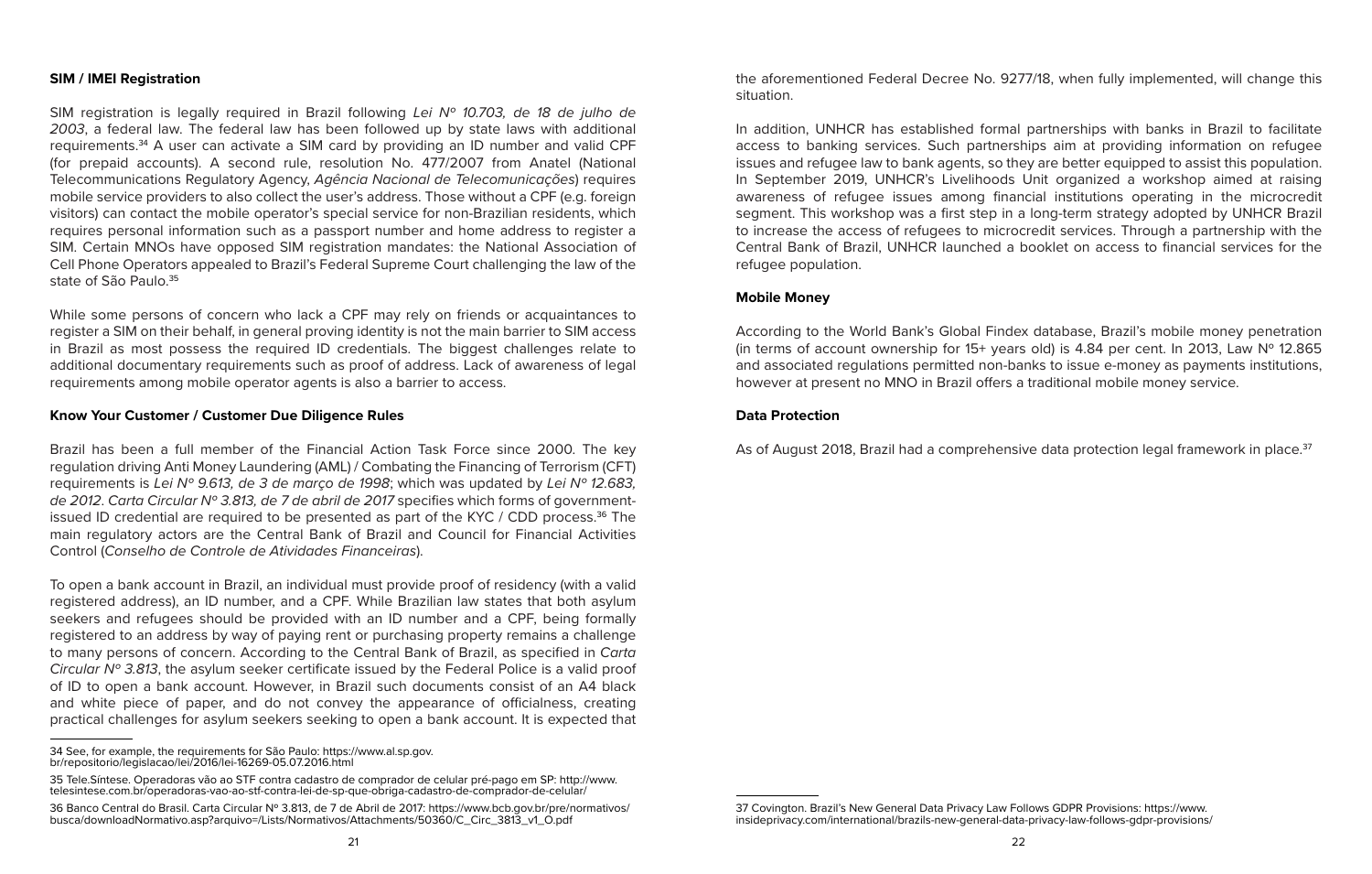**SIM / IMEI Registration**

SIM registration is legally required in Brazil following *Lei Nº 10.703, de 18 de julho de 2003*, a federal law. The federal law has been followed up by state laws with additional requirements.[34] A user can activate a SIM card by providing an ID number and valid CPF (for prepaid accounts). A second rule, resolution No. 477/2007 from Anatel (National Telecommunications Regulatory Agency, *Agência Nacional de Telecomunicações*) requires mobile service providers to also collect the user's address. Those without a CPF (e.g. foreign visitors) can contact the mobile operator's special service for non-Brazilian residents, which requires personal information such as a passport number and home address to register a SIM. Certain MNOs have opposed SIM registration mandates: the National Association of Cell Phone Operators appealed to Brazil's Federal Supreme Court challenging the law of the state of São Paulo.[35]

While some persons of concern who lack a CPF may rely on friends or acquaintances to register a SIM on their behalf, in general proving identity is not the main barrier to SIM access in Brazil as most possess the required ID credentials. The biggest challenges relate to additional documentary requirements such as proof of address. Lack of awareness of legal requirements among mobile operator agents is also a barrier to access.

**Know Your Customer / Customer Due Diligence Rules**

Brazil has been a full member of the Financial Action Task Force since 2000. The key regulation driving Anti Money Laundering (AML) / Combating the Financing of Terrorism (CFT) requirements is *Lei Nº 9.613, de 3 de março de 1998*; which was updated by *Lei Nº 12.683, de 2012*. *Carta Circular Nº 3.813, de 7 de abril de 2017* specifies which forms of government-issued ID credential are required to be presented as part of the KYC / CDD process.[36] The main regulatory actors are the Central Bank of Brazil and Council for Financial Activities Control (*Conselho de Controle de Atividades Financeiras*).

To open a bank account in Brazil, an individual must provide proof of residency (with a valid registered address), an ID number, and a CPF. While Brazilian law states that both asylum seekers and refugees should be provided with an ID number and a CPF, being formally registered to an address by way of paying rent or purchasing property remains a challenge to many persons of concern. According to the Central Bank of Brazil, as specified in *Carta Circular Nº 3.813*, the asylum seeker certificate issued by the Federal Police is a valid proof of ID to open a bank account. However, in Brazil such documents consist of an A4 black and white piece of paper, and do not convey the appearance of officialness, creating practical challenges for asylum seekers seeking to open a bank account. It is expected that the aforementioned Federal Decree No. 9277/18, when fully implemented, will change this situation.

In addition, UNHCR has established formal partnerships with banks in Brazil to facilitate access to banking services. Such partnerships aim at providing information on refugee issues and refugee law to bank agents, so they are better equipped to assist this population. In September 2019, UNHCR's Livelihoods Unit organized a workshop aimed at raising awareness of refugee issues among financial institutions operating in the microcredit segment. This workshop was a first step in a long-term strategy adopted by UNHCR Brazil to increase the access of refugees to microcredit services. Through a partnership with the Central Bank of Brazil, UNHCR launched a booklet on access to financial services for the refugee population.

**Mobile Money**

According to the World Bank's Global Findex database, Brazil's mobile money penetration (in terms of account ownership for 15+ years old) is 4.84 per cent. In 2013, Law Nº 12.865 and associated regulations permitted non-banks to issue e-money as payments institutions, however at present no MNO in Brazil offers a traditional mobile money service.

**Data Protection**

As of August 2018, Brazil had a comprehensive data protection legal framework in place.[37]

---

34 See, for example, the requirements for São Paulo: https://www.al.sp.gov.br/repositorio/legislacao/lei/2016/lei-16269-05.07.2016.html

35 Tele.Síntese. Operadoras vão ao STF contra cadastro de comprador de celular pré-pago em SP: http://www.telesintese.com.br/operadoras-vao-ao-stf-contra-lei-de-sp-que-obriga-cadastro-de-comprador-de-celular/

36 Banco Central do Brasil. Carta Circular Nº 3.813, de 7 de Abril de 2017: https://www.bcb.gov.br/pre/normativos/busca/downloadNormativo.asp?arquivo=/Lists/Normativos/Attachments/50360/C_Circ_3813_v1_O.pdf

37 Covington. Brazil's New General Data Privacy Law Follows GDPR Provisions: https://www.insideprivacy.com/international/brazils-new-general-data-privacy-law-follows-gdpr-provisions/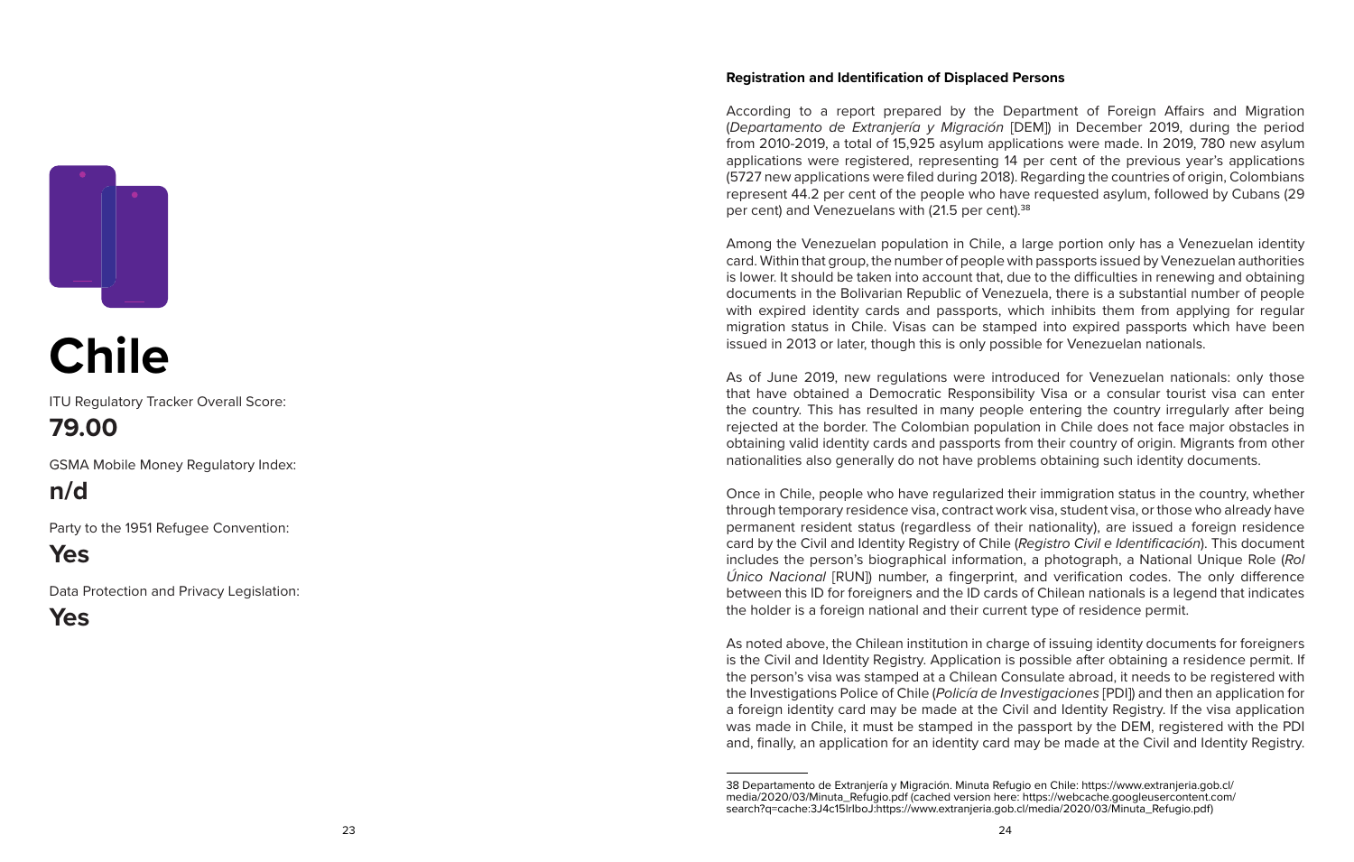# Chile

ITU Regulatory Tracker Overall Score:

**79.00**

GSMA Mobile Money Regulatory Index:

**n/d**

Party to the 1951 Refugee Convention:

**Yes**

Data Protection and Privacy Legislation:

**Yes**

**Registration and Identification of Displaced Persons**

According to a report prepared by the Department of Foreign Affairs and Migration (*Departamento de Extranjería y Migración* [DEM]) in December 2019, during the period from 2010-2019, a total of 15,925 asylum applications were made. In 2019, 780 new asylum applications were registered, representing 14 per cent of the previous year's applications (5727 new applications were filed during 2018). Regarding the countries of origin, Colombians represent 44.2 per cent of the people who have requested asylum, followed by Cubans (29 per cent) and Venezuelans with (21.5 per cent).[38]

Among the Venezuelan population in Chile, a large portion only has a Venezuelan identity card. Within that group, the number of people with passports issued by Venezuelan authorities is lower. It should be taken into account that, due to the difficulties in renewing and obtaining documents in the Bolivarian Republic of Venezuela, there is a substantial number of people with expired identity cards and passports, which inhibits them from applying for regular migration status in Chile. Visas can be stamped into expired passports which have been issued in 2013 or later, though this is only possible for Venezuelan nationals.

As of June 2019, new regulations were introduced for Venezuelan nationals: only those that have obtained a Democratic Responsibility Visa or a consular tourist visa can enter the country. This has resulted in many people entering the country irregularly after being rejected at the border. The Colombian population in Chile does not face major obstacles in obtaining valid identity cards and passports from their country of origin. Migrants from other nationalities also generally do not have problems obtaining such identity documents.

Once in Chile, people who have regularized their immigration status in the country, whether through temporary residence visa, contract work visa, student visa, or those who already have permanent resident status (regardless of their nationality), are issued a foreign residence card by the Civil and Identity Registry of Chile (*Registro Civil e Identificación*). This document includes the person's biographical information, a photograph, a National Unique Role (*Rol Único Nacional* [RUN]) number, a fingerprint, and verification codes. The only difference between this ID for foreigners and the ID cards of Chilean nationals is a legend that indicates the holder is a foreign national and their current type of residence permit.

As noted above, the Chilean institution in charge of issuing identity documents for foreigners is the Civil and Identity Registry. Application is possible after obtaining a residence permit. If the person's visa was stamped at a Chilean Consulate abroad, it needs to be registered with the Investigations Police of Chile (*Policía de Investigaciones* [PDI]) and then an application for a foreign identity card may be made at the Civil and Identity Registry. If the visa application was made in Chile, it must be stamped in the passport by the DEM, registered with the PDI and, finally, an application for an identity card may be made at the Civil and Identity Registry.

---

38 Departamento de Extranjería y Migración. Minuta Refugio en Chile: https://www.extranjeria.gob.cl/media/2020/03/Minuta_Refugio.pdf (cached version here: https://webcache.googleusercontent.com/search?q=cache:3J4c15lrlboJ:https://www.extranjeria.gob.cl/media/2020/03/Minuta_Refugio.pdf)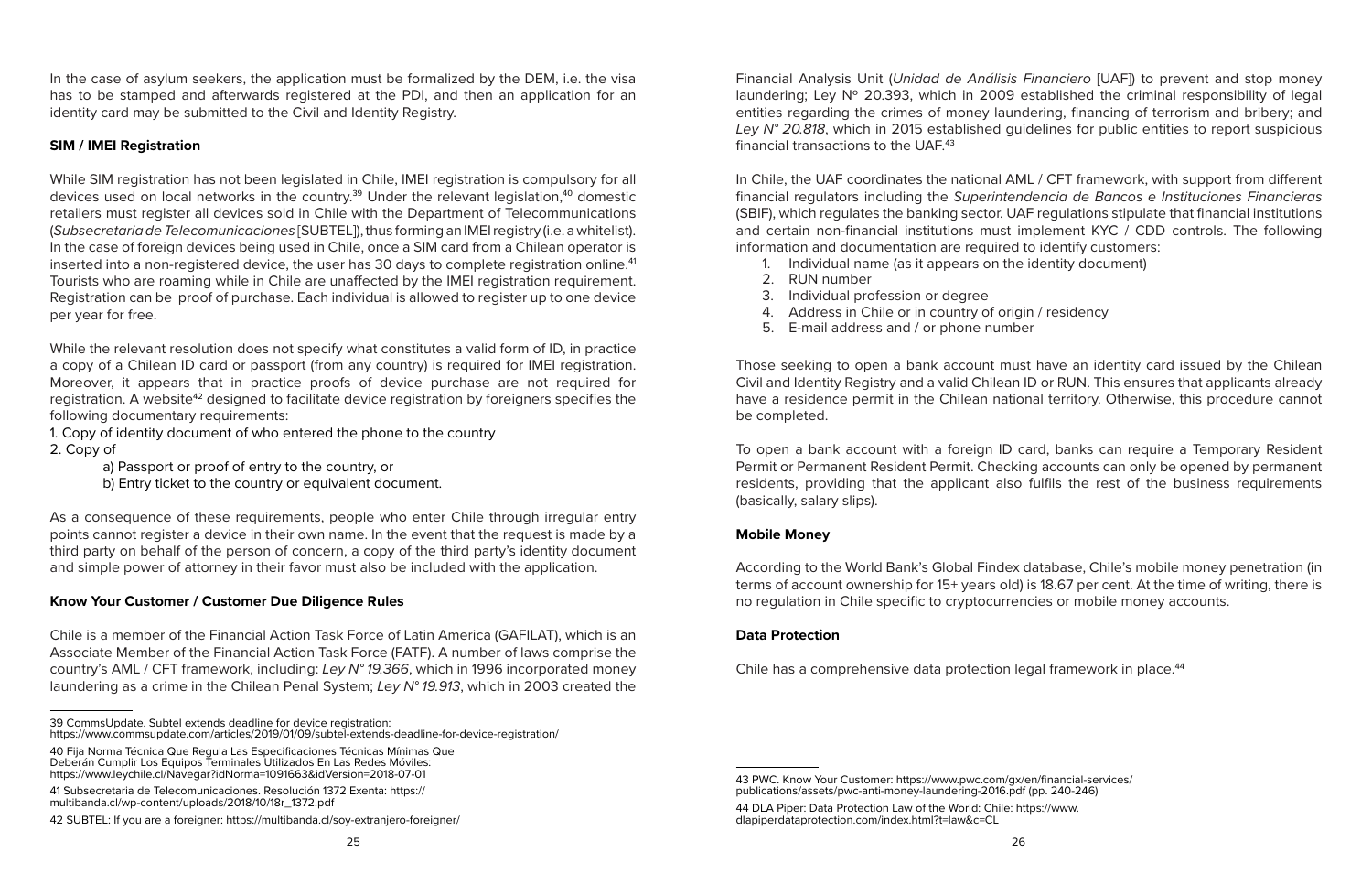In the case of asylum seekers, the application must be formalized by the DEM, i.e. the visa has to be stamped and afterwards registered at the PDI, and then an application for an identity card may be submitted to the Civil and Identity Registry.

**SIM / IMEI Registration**

While SIM registration has not been legislated in Chile, IMEI registration is compulsory for all devices used on local networks in the country.[39] Under the relevant legislation,[40] domestic retailers must register all devices sold in Chile with the Department of Telecommunications (*Subsecretaria de Telecomunicaciones* [SUBTEL]), thus forming an IMEI registry (i.e. a whitelist). In the case of foreign devices being used in Chile, once a SIM card from a Chilean operator is inserted into a non-registered device, the user has 30 days to complete registration online.[41] Tourists who are roaming while in Chile are unaffected by the IMEI registration requirement. Registration can be proof of purchase. Each individual is allowed to register up to one device per year for free.

While the relevant resolution does not specify what constitutes a valid form of ID, in practice a copy of a Chilean ID card or passport (from any country) is required for IMEI registration. Moreover, it appears that in practice proofs of device purchase are not required for registration. A website[42] designed to facilitate device registration by foreigners specifies the following documentary requirements:

1. Copy of identity document of who entered the phone to the country
2. Copy of
    a) Passport or proof of entry to the country, or
    b) Entry ticket to the country or equivalent document.

As a consequence of these requirements, people who enter Chile through irregular entry points cannot register a device in their own name. In the event that the request is made by a third party on behalf of the person of concern, a copy of the third party's identity document and simple power of attorney in their favor must also be included with the application.

**Know Your Customer / Customer Due Diligence Rules**

Chile is a member of the Financial Action Task Force of Latin America (GAFILAT), which is an Associate Member of the Financial Action Task Force (FATF). A number of laws comprise the country's AML / CFT framework, including: *Ley N° 19.366*, which in 1996 incorporated money laundering as a crime in the Chilean Penal System; *Ley N° 19.913*, which in 2003 created the Financial Analysis Unit (*Unidad de Análisis Financiero* [UAF]) to prevent and stop money laundering; Ley Nº 20.393, which in 2009 established the criminal responsibility of legal entities regarding the crimes of money laundering, financing of terrorism and bribery; and *Ley N° 20.818*, which in 2015 established guidelines for public entities to report suspicious financial transactions to the UAF.[43]

In Chile, the UAF coordinates the national AML / CFT framework, with support from different financial regulators including the *Superintendencia de Bancos e Instituciones Financieras* (SBIF), which regulates the banking sector. UAF regulations stipulate that financial institutions and certain non-financial institutions must implement KYC / CDD controls. The following information and documentation are required to identify customers:

1. Individual name (as it appears on the identity document)
2. RUN number
3. Individual profession or degree
4. Address in Chile or in country of origin / residency
5. E-mail address and / or phone number

Those seeking to open a bank account must have an identity card issued by the Chilean Civil and Identity Registry and a valid Chilean ID or RUN. This ensures that applicants already have a residence permit in the Chilean national territory. Otherwise, this procedure cannot be completed.

To open a bank account with a foreign ID card, banks can require a Temporary Resident Permit or Permanent Resident Permit. Checking accounts can only be opened by permanent residents, providing that the applicant also fulfils the rest of the business requirements (basically, salary slips).

**Mobile Money**

According to the World Bank's Global Findex database, Chile's mobile money penetration (in terms of account ownership for 15+ years old) is 18.67 per cent. At the time of writing, there is no regulation in Chile specific to cryptocurrencies or mobile money accounts.

**Data Protection**

Chile has a comprehensive data protection legal framework in place.[44]

---

39 CommsUpdate. Subtel extends deadline for device registration: https://www.commsupdate.com/articles/2019/01/09/subtel-extends-deadline-for-device-registration/

40 Fija Norma Técnica Que Regula Las Especificaciones Técnicas Mínimas Que Deberán Cumplir Los Equipos Terminales Utilizados En Las Redes Móviles: https://www.leychile.cl/Navegar?idNorma=1091663&idVersion=2018-07-01

41 Subsecretaria de Telecomunicaciones. Resolución 1372 Exenta: https://multibanda.cl/wp-content/uploads/2018/10/18r_1372.pdf

42 SUBTEL: If you are a foreigner: https://multibanda.cl/soy-extranjero-foreigner/

43 PWC. Know Your Customer: https://www.pwc.com/gx/en/financial-services/publications/assets/pwc-anti-money-laundering-2016.pdf (pp. 240-246)

44 DLA Piper: Data Protection Law of the World: Chile: https://www.dlapiperdataprotection.com/index.html?t=law&c=CL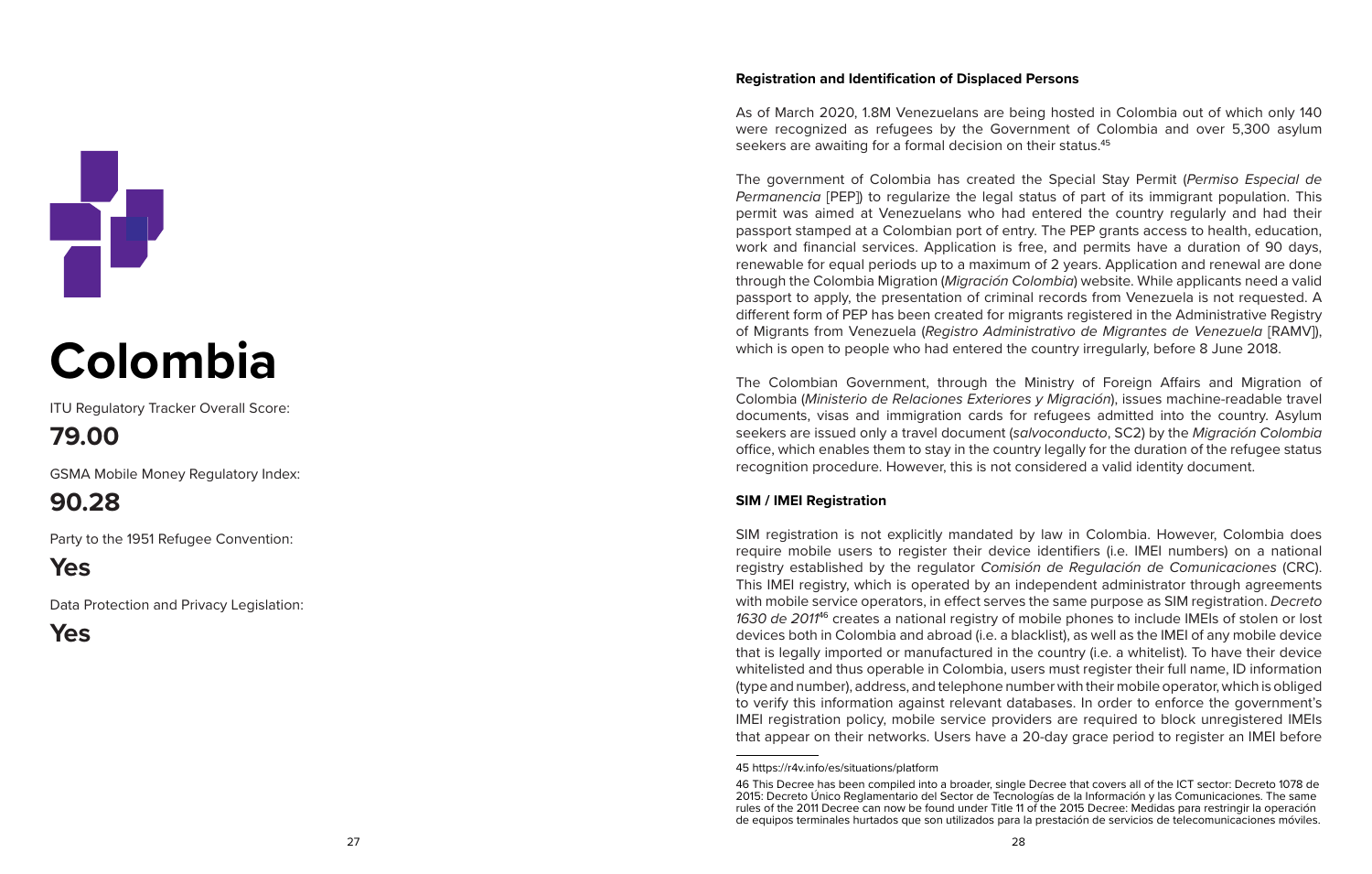# Colombia

ITU Regulatory Tracker Overall Score:

## 79.00

GSMA Mobile Money Regulatory Index:

## 90.28

Party to the 1951 Refugee Convention:

## Yes

Data Protection and Privacy Legislation:

## Yes

**Registration and Identification of Displaced Persons**

As of March 2020, 1.8M Venezuelans are being hosted in Colombia out of which only 140 were recognized as refugees by the Government of Colombia and over 5,300 asylum seekers are awaiting for a formal decision on their status.[45]

The government of Colombia has created the Special Stay Permit (*Permiso Especial de Permanencia* [PEP]) to regularize the legal status of part of its immigrant population. This permit was aimed at Venezuelans who had entered the country regularly and had their passport stamped at a Colombian port of entry. The PEP grants access to health, education, work and financial services. Application is free, and permits have a duration of 90 days, renewable for equal periods up to a maximum of 2 years. Application and renewal are done through the Colombia Migration (*Migración Colombia*) website. While applicants need a valid passport to apply, the presentation of criminal records from Venezuela is not requested. A different form of PEP has been created for migrants registered in the Administrative Registry of Migrants from Venezuela (*Registro Administrativo de Migrantes de Venezuela* [RAMV]), which is open to people who had entered the country irregularly, before 8 June 2018.

The Colombian Government, through the Ministry of Foreign Affairs and Migration of Colombia (*Ministerio de Relaciones Exteriores y Migración*), issues machine-readable travel documents, visas and immigration cards for refugees admitted into the country. Asylum seekers are issued only a travel document (*salvoconducto*, SC2) by the *Migración Colombia* office, which enables them to stay in the country legally for the duration of the refugee status recognition procedure. However, this is not considered a valid identity document.

**SIM / IMEI Registration**

SIM registration is not explicitly mandated by law in Colombia. However, Colombia does require mobile users to register their device identifiers (i.e. IMEI numbers) on a national registry established by the regulator *Comisión de Regulación de Comunicaciones* (CRC). This IMEI registry, which is operated by an independent administrator through agreements with mobile service operators, in effect serves the same purpose as SIM registration. *Decreto 1630 de 2011*[46] creates a national registry of mobile phones to include IMEIs of stolen or lost devices both in Colombia and abroad (i.e. a blacklist), as well as the IMEI of any mobile device that is legally imported or manufactured in the country (i.e. a whitelist). To have their device whitelisted and thus operable in Colombia, users must register their full name, ID information (type and number), address, and telephone number with their mobile operator, which is obliged to verify this information against relevant databases. In order to enforce the government's IMEI registration policy, mobile service providers are required to block unregistered IMEIs that appear on their networks. Users have a 20-day grace period to register an IMEI before

45 https://r4v.info/es/situations/platform

46 This Decree has been compiled into a broader, single Decree that covers all of the ICT sector: Decreto 1078 de 2015: Decreto Único Reglamentario del Sector de Tecnologías de la Información y las Comunicaciones. The same rules of the 2011 Decree can now be found under Title 11 of the 2015 Decree: Medidas para restringir la operación de equipos terminales hurtados que son utilizados para la prestación de servicios de telecomunicaciones móviles.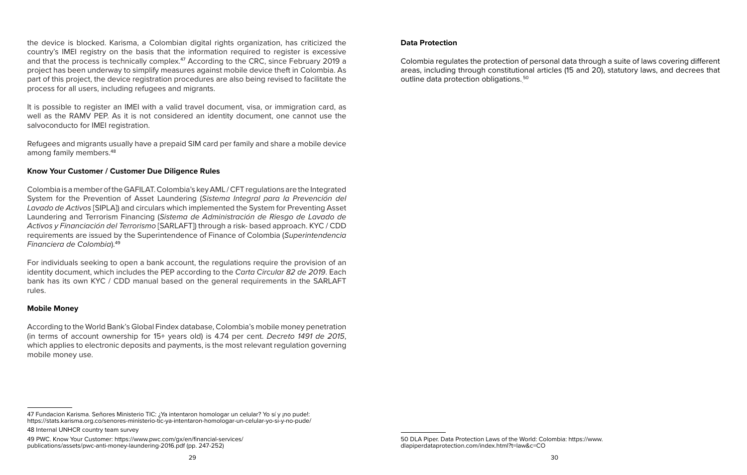the device is blocked. Karisma, a Colombian digital rights organization, has criticized the country's IMEI registry on the basis that the information required to register is excessive and that the process is technically complex.[47] According to the CRC, since February 2019 a project has been underway to simplify measures against mobile device theft in Colombia. As part of this project, the device registration procedures are also being revised to facilitate the process for all users, including refugees and migrants.

It is possible to register an IMEI with a valid travel document, visa, or immigration card, as well as the RAMV PEP. As it is not considered an identity document, one cannot use the salvoconducto for IMEI registration.

Refugees and migrants usually have a prepaid SIM card per family and share a mobile device among family members.[48]

**Know Your Customer / Customer Due Diligence Rules**

Colombia is a member of the GAFILAT. Colombia's key AML / CFT regulations are the Integrated System for the Prevention of Asset Laundering (*Sistema Integral para la Prevención del Lavado de Activos* [SIPLA]) and circulars which implemented the System for Preventing Asset Laundering and Terrorism Financing (*Sistema de Administración de Riesgo de Lavado de Activos y Financiación del Terrorismo* [SARLAFT]) through a risk- based approach. KYC / CDD requirements are issued by the Superintendence of Finance of Colombia (*Superintendencia Financiera de Colombia*).[49]

For individuals seeking to open a bank account, the regulations require the provision of an identity document, which includes the PEP according to the *Carta Circular 82 de 2019*. Each bank has its own KYC / CDD manual based on the general requirements in the SARLAFT rules.

**Mobile Money**

According to the World Bank's Global Findex database, Colombia's mobile money penetration (in terms of account ownership for 15+ years old) is 4.74 per cent. *Decreto 1491 de 2015*, which applies to electronic deposits and payments, is the most relevant regulation governing mobile money use.

**Data Protection**

Colombia regulates the protection of personal data through a suite of laws covering different areas, including through constitutional articles (15 and 20), statutory laws, and decrees that outline data protection obligations.[50]

---

47 Fundacion Karisma. Señores Ministerio TIC: ¿Ya intentaron homologar un celular? Yo sí y ¡no pude!: https://stats.karisma.org.co/senores-ministerio-tic-ya-intentaron-homologar-un-celular-yo-si-y-no-pude/

48 Internal UNHCR country team survey

49 PWC. Know Your Customer: https://www.pwc.com/gx/en/financial-services/publications/assets/pwc-anti-money-laundering-2016.pdf (pp. 247-252)

50 DLA Piper. Data Protection Laws of the World: Colombia: https://www.dlapiperdataprotection.com/index.html?t=law&c=CO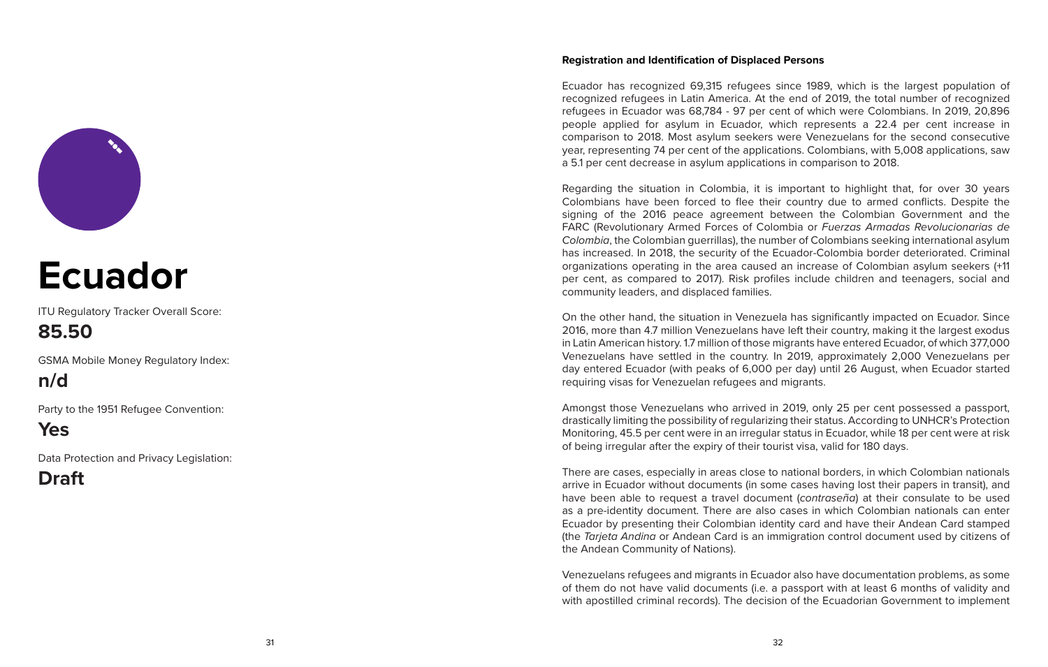# Ecuador

ITU Regulatory Tracker Overall Score:

## 85.50

GSMA Mobile Money Regulatory Index:

## n/d

Party to the 1951 Refugee Convention:

## Yes

Data Protection and Privacy Legislation:

## Draft

**Registration and Identification of Displaced Persons**

Ecuador has recognized 69,315 refugees since 1989, which is the largest population of recognized refugees in Latin America. At the end of 2019, the total number of recognized refugees in Ecuador was 68,784 - 97 per cent of which were Colombians. In 2019, 20,896 people applied for asylum in Ecuador, which represents a 22.4 per cent increase in comparison to 2018. Most asylum seekers were Venezuelans for the second consecutive year, representing 74 per cent of the applications. Colombians, with 5,008 applications, saw a 5.1 per cent decrease in asylum applications in comparison to 2018.

Regarding the situation in Colombia, it is important to highlight that, for over 30 years Colombians have been forced to flee their country due to armed conflicts. Despite the signing of the 2016 peace agreement between the Colombian Government and the FARC (Revolutionary Armed Forces of Colombia or *Fuerzas Armadas Revolucionarias de Colombia*, the Colombian guerrillas), the number of Colombians seeking international asylum has increased. In 2018, the security of the Ecuador-Colombia border deteriorated. Criminal organizations operating in the area caused an increase of Colombian asylum seekers (+11 per cent, as compared to 2017). Risk profiles include children and teenagers, social and community leaders, and displaced families.

On the other hand, the situation in Venezuela has significantly impacted on Ecuador. Since 2016, more than 4.7 million Venezuelans have left their country, making it the largest exodus in Latin American history. 1.7 million of those migrants have entered Ecuador, of which 377,000 Venezuelans have settled in the country. In 2019, approximately 2,000 Venezuelans per day entered Ecuador (with peaks of 6,000 per day) until 26 August, when Ecuador started requiring visas for Venezuelan refugees and migrants.

Amongst those Venezuelans who arrived in 2019, only 25 per cent possessed a passport, drastically limiting the possibility of regularizing their status. According to UNHCR's Protection Monitoring, 45.5 per cent were in an irregular status in Ecuador, while 18 per cent were at risk of being irregular after the expiry of their tourist visa, valid for 180 days.

There are cases, especially in areas close to national borders, in which Colombian nationals arrive in Ecuador without documents (in some cases having lost their papers in transit), and have been able to request a travel document (*contraseña*) at their consulate to be used as a pre-identity document. There are also cases in which Colombian nationals can enter Ecuador by presenting their Colombian identity card and have their Andean Card stamped (the *Tarjeta Andina* or Andean Card is an immigration control document used by citizens of the Andean Community of Nations).

Venezuelans refugees and migrants in Ecuador also have documentation problems, as some of them do not have valid documents (i.e. a passport with at least 6 months of validity and with apostilled criminal records). The decision of the Ecuadorian Government to implement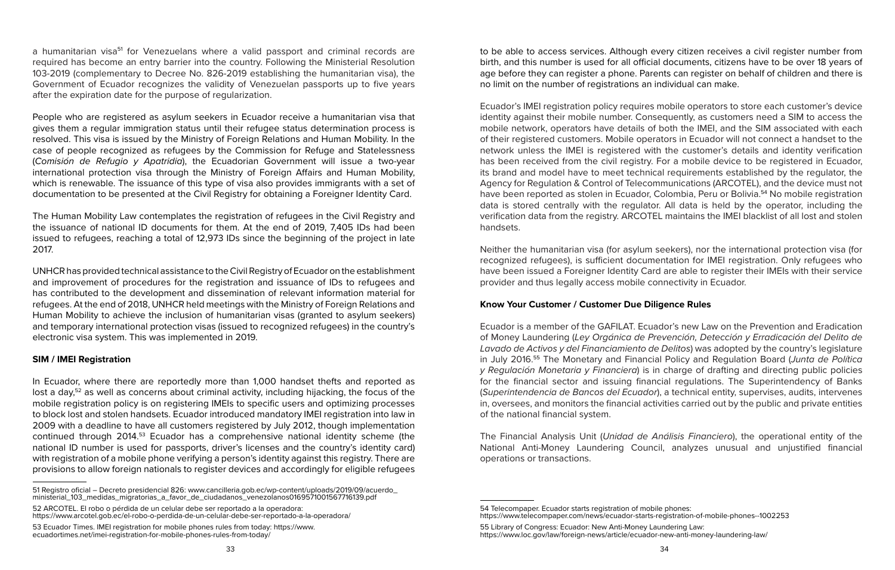a humanitarian visa[51] for Venezuelans where a valid passport and criminal records are required has become an entry barrier into the country. Following the Ministerial Resolution 103-2019 (complementary to Decree No. 826-2019 establishing the humanitarian visa), the Government of Ecuador recognizes the validity of Venezuelan passports up to five years after the expiration date for the purpose of regularization.

People who are registered as asylum seekers in Ecuador receive a humanitarian visa that gives them a regular immigration status until their refugee status determination process is resolved. This visa is issued by the Ministry of Foreign Relations and Human Mobility. In the case of people recognized as refugees by the Commission for Refuge and Statelessness (*Comisión de Refugio y Apatridia*), the Ecuadorian Government will issue a two-year international protection visa through the Ministry of Foreign Affairs and Human Mobility, which is renewable. The issuance of this type of visa also provides immigrants with a set of documentation to be presented at the Civil Registry for obtaining a Foreigner Identity Card.

The Human Mobility Law contemplates the registration of refugees in the Civil Registry and the issuance of national ID documents for them. At the end of 2019, 7,405 IDs had been issued to refugees, reaching a total of 12,973 IDs since the beginning of the project in late 2017.

UNHCR has provided technical assistance to the Civil Registry of Ecuador on the establishment and improvement of procedures for the registration and issuance of IDs to refugees and has contributed to the development and dissemination of relevant information material for refugees. At the end of 2018, UNHCR held meetings with the Ministry of Foreign Relations and Human Mobility to achieve the inclusion of humanitarian visas (granted to asylum seekers) and temporary international protection visas (issued to recognized refugees) in the country's electronic visa system. This was implemented in 2019.

**SIM / IMEI Registration**

In Ecuador, where there are reportedly more than 1,000 handset thefts and reported as lost a day,[52] as well as concerns about criminal activity, including hijacking, the focus of the mobile registration policy is on registering IMEIs to specific users and optimizing processes to block lost and stolen handsets. Ecuador introduced mandatory IMEI registration into law in 2009 with a deadline to have all customers registered by July 2012, though implementation continued through 2014.[53] Ecuador has a comprehensive national identity scheme (the national ID number is used for passports, driver's licenses and the country's identity card) with registration of a mobile phone verifying a person's identity against this registry. There are provisions to allow foreign nationals to register devices and accordingly for eligible refugees to be able to access services. Although every citizen receives a civil register number from birth, and this number is used for all official documents, citizens have to be over 18 years of age before they can register a phone. Parents can register on behalf of children and there is no limit on the number of registrations an individual can make.

Ecuador's IMEI registration policy requires mobile operators to store each customer's device identity against their mobile number. Consequently, as customers need a SIM to access the mobile network, operators have details of both the IMEI, and the SIM associated with each of their registered customers. Mobile operators in Ecuador will not connect a handset to the network unless the IMEI is registered with the customer's details and identity verification has been received from the civil registry. For a mobile device to be registered in Ecuador, its brand and model have to meet technical requirements established by the regulator, the Agency for Regulation & Control of Telecommunications (ARCOTEL), and the device must not have been reported as stolen in Ecuador, Colombia, Peru or Bolivia.[54] No mobile registration data is stored centrally with the regulator. All data is held by the operator, including the verification data from the registry. ARCOTEL maintains the IMEI blacklist of all lost and stolen handsets.

Neither the humanitarian visa (for asylum seekers), nor the international protection visa (for recognized refugees), is sufficient documentation for IMEI registration. Only refugees who have been issued a Foreigner Identity Card are able to register their IMEIs with their service provider and thus legally access mobile connectivity in Ecuador.

**Know Your Customer / Customer Due Diligence Rules**

Ecuador is a member of the GAFILAT. Ecuador's new Law on the Prevention and Eradication of Money Laundering (*Ley Orgánica de Prevención, Detección y Erradicación del Delito de Lavado de Activos y del Financiamiento de Delitos*) was adopted by the country's legislature in July 2016.[55] The Monetary and Financial Policy and Regulation Board (*Junta de Política y Regulación Monetaria y Financiera*) is in charge of drafting and directing public policies for the financial sector and issuing financial regulations. The Superintendency of Banks (*Superintendencia de Bancos del Ecuador*), a technical entity, supervises, audits, intervenes in, oversees, and monitors the financial activities carried out by the public and private entities of the national financial system.

The Financial Analysis Unit (*Unidad de Análisis Financiero*), the operational entity of the National Anti-Money Laundering Council, analyzes unusual and unjustified financial operations or transactions.

---

51 Registro oficial – Decreto presidencial 826: www.cancilleria.gob.ec/wp-content/uploads/2019/09/acuerdo_ministerial_103_medidas_migratorias_a_favor_de_ciudadanos_venezolanos0169571001567716139.pdf

52 ARCOTEL. El robo o pérdida de un celular debe ser reportado a la operadora: https://www.arcotel.gob.ec/el-robo-o-perdida-de-un-celular-debe-ser-reportado-a-la-operadora/

53 Ecuador Times. IMEI registration for mobile phones rules from today: https://www.ecuadortimes.net/imei-registration-for-mobile-phones-rules-from-today/

54 Telecompaper. Ecuador starts registration of mobile phones: https://www.telecompaper.com/news/ecuador-starts-registration-of-mobile-phones--1002253

55 Library of Congress: Ecuador: New Anti-Money Laundering Law: https://www.loc.gov/law/foreign-news/article/ecuador-new-anti-money-laundering-law/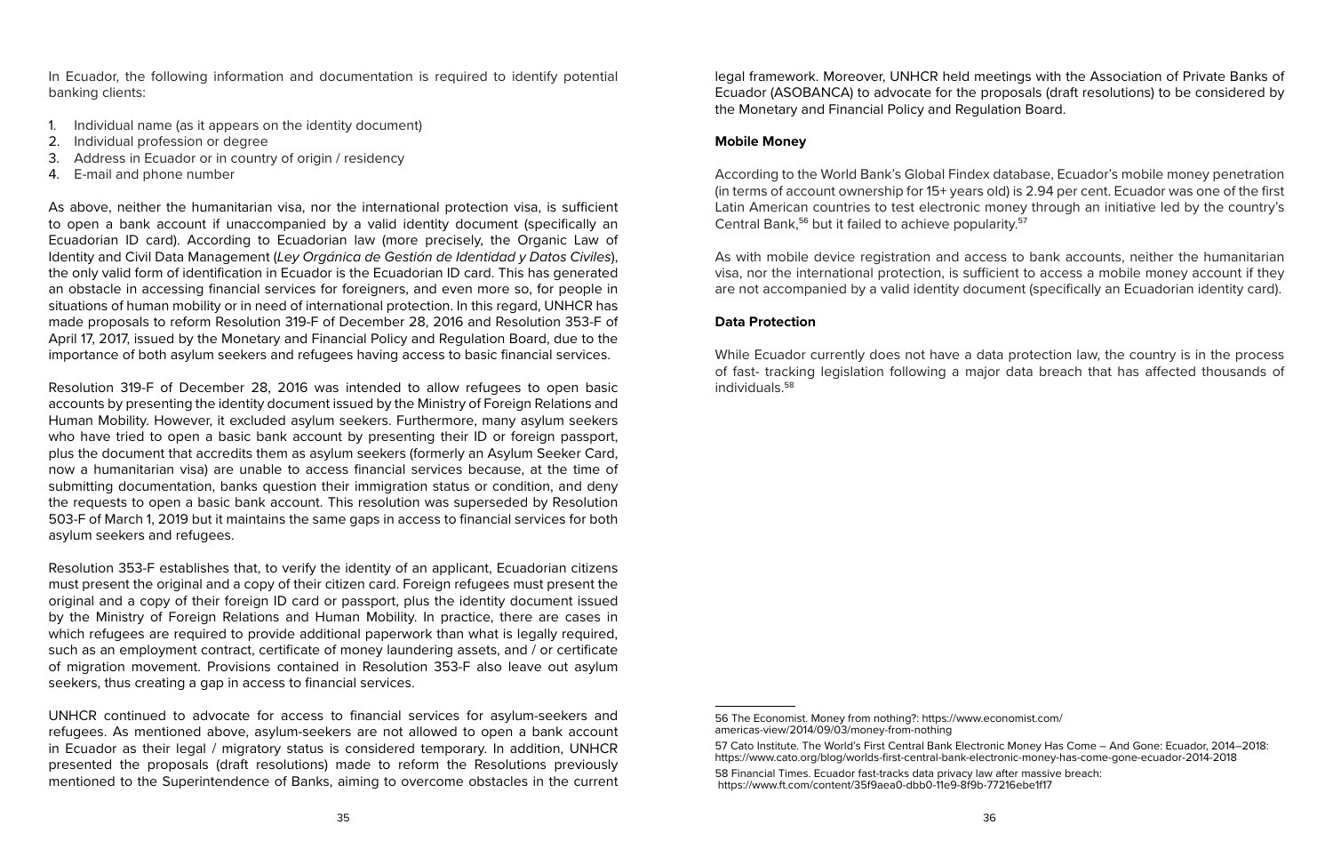In Ecuador, the following information and documentation is required to identify potential banking clients:

1. Individual name (as it appears on the identity document)
2. Individual profession or degree
3. Address in Ecuador or in country of origin / residency
4. E-mail and phone number

As above, neither the humanitarian visa, nor the international protection visa, is sufficient to open a bank account if unaccompanied by a valid identity document (specifically an Ecuadorian ID card). According to Ecuadorian law (more precisely, the Organic Law of Identity and Civil Data Management (*Ley Orgánica de Gestión de Identidad y Datos Civiles*), the only valid form of identification in Ecuador is the Ecuadorian ID card. This has generated an obstacle in accessing financial services for foreigners, and even more so, for people in situations of human mobility or in need of international protection. In this regard, UNHCR has made proposals to reform Resolution 319-F of December 28, 2016 and Resolution 353-F of April 17, 2017, issued by the Monetary and Financial Policy and Regulation Board, due to the importance of both asylum seekers and refugees having access to basic financial services.

Resolution 319-F of December 28, 2016 was intended to allow refugees to open basic accounts by presenting the identity document issued by the Ministry of Foreign Relations and Human Mobility. However, it excluded asylum seekers. Furthermore, many asylum seekers who have tried to open a basic bank account by presenting their ID or foreign passport, plus the document that accredits them as asylum seekers (formerly an Asylum Seeker Card, now a humanitarian visa) are unable to access financial services because, at the time of submitting documentation, banks question their immigration status or condition, and deny the requests to open a basic bank account. This resolution was superseded by Resolution 503-F of March 1, 2019 but it maintains the same gaps in access to financial services for both asylum seekers and refugees.

Resolution 353-F establishes that, to verify the identity of an applicant, Ecuadorian citizens must present the original and a copy of their citizen card. Foreign refugees must present the original and a copy of their foreign ID card or passport, plus the identity document issued by the Ministry of Foreign Relations and Human Mobility. In practice, there are cases in which refugees are required to provide additional paperwork than what is legally required, such as an employment contract, certificate of money laundering assets, and / or certificate of migration movement. Provisions contained in Resolution 353-F also leave out asylum seekers, thus creating a gap in access to financial services.

UNHCR continued to advocate for access to financial services for asylum-seekers and refugees. As mentioned above, asylum-seekers are not allowed to open a bank account in Ecuador as their legal / migratory status is considered temporary. In addition, UNHCR presented the proposals (draft resolutions) made to reform the Resolutions previously mentioned to the Superintendence of Banks, aiming to overcome obstacles in the current legal framework. Moreover, UNHCR held meetings with the Association of Private Banks of Ecuador (ASOBANCA) to advocate for the proposals (draft resolutions) to be considered by the Monetary and Financial Policy and Regulation Board.

**Mobile Money**

According to the World Bank's Global Findex database, Ecuador's mobile money penetration (in terms of account ownership for 15+ years old) is 2.94 per cent. Ecuador was one of the first Latin American countries to test electronic money through an initiative led by the country's Central Bank,[56] but it failed to achieve popularity.[57]

As with mobile device registration and access to bank accounts, neither the humanitarian visa, nor the international protection, is sufficient to access a mobile money account if they are not accompanied by a valid identity document (specifically an Ecuadorian identity card).

**Data Protection**

While Ecuador currently does not have a data protection law, the country is in the process of fast- tracking legislation following a major data breach that has affected thousands of individuals.[58]

---

56 The Economist. Money from nothing?: https://www.economist.com/americas-view/2014/09/03/money-from-nothing

57 Cato Institute. The World's First Central Bank Electronic Money Has Come – And Gone: Ecuador, 2014–2018: https://www.cato.org/blog/worlds-first-central-bank-electronic-money-has-come-gone-ecuador-2014-2018

58 Financial Times. Ecuador fast-tracks data privacy law after massive breach: https://www.ft.com/content/35f9aea0-dbb0-11e9-8f9b-77216ebe1f17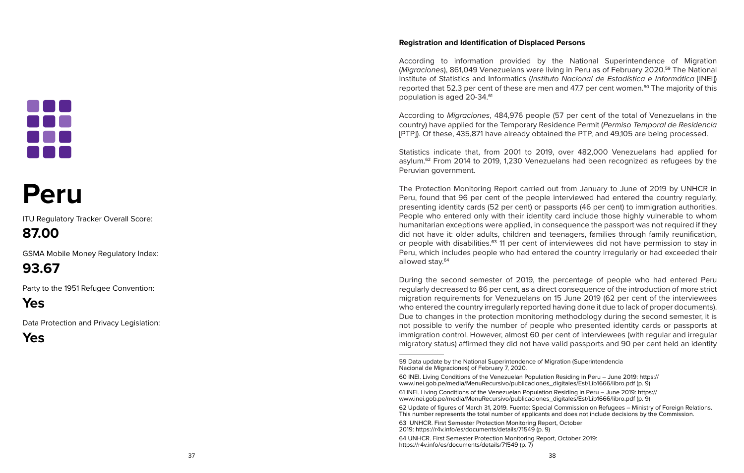# Peru

ITU Regulatory Tracker Overall Score:

**87.00**

GSMA Mobile Money Regulatory Index:

**93.67**

Party to the 1951 Refugee Convention:

**Yes**

Data Protection and Privacy Legislation:

**Yes**

**Registration and Identification of Displaced Persons**

According to information provided by the National Superintendence of Migration (*Migraciones*), 861,049 Venezuelans were living in Peru as of February 2020.[59] The National Institute of Statistics and Informatics (*Instituto Nacional de Estadística e Informática* [INEI]) reported that 52.3 per cent of these are men and 47.7 per cent women.[60] The majority of this population is aged 20-34.[61]

According to *Migraciones*, 484,976 people (57 per cent of the total of Venezuelans in the country) have applied for the Temporary Residence Permit (*Permiso Temporal de Residencia* [PTP]). Of these, 435,871 have already obtained the PTP, and 49,105 are being processed.

Statistics indicate that, from 2001 to 2019, over 482,000 Venezuelans had applied for asylum.[62] From 2014 to 2019, 1,230 Venezuelans had been recognized as refugees by the Peruvian government.

The Protection Monitoring Report carried out from January to June of 2019 by UNHCR in Peru, found that 96 per cent of the people interviewed had entered the country regularly, presenting identity cards (52 per cent) or passports (46 per cent) to immigration authorities. People who entered only with their identity card include those highly vulnerable to whom humanitarian exceptions were applied, in consequence the passport was not required if they did not have it: older adults, children and teenagers, families through family reunification, or people with disabilities.[63] 11 per cent of interviewees did not have permission to stay in Peru, which includes people who had entered the country irregularly or had exceeded their allowed stay.[64]

During the second semester of 2019, the percentage of people who had entered Peru regularly decreased to 86 per cent, as a direct consequence of the introduction of more strict migration requirements for Venezuelans on 15 June 2019 (62 per cent of the interviewees who entered the country irregularly reported having done it due to lack of proper documents). Due to changes in the protection monitoring methodology during the second semester, it is not possible to verify the number of people who presented identity cards or passports at immigration control. However, almost 60 per cent of interviewees (with regular and irregular migratory status) affirmed they did not have valid passports and 90 per cent held an identity

---

59 Data update by the National Superintendence of Migration (Superintendencia Nacional de Migraciones) of February 7, 2020.

60 INEI. Living Conditions of the Venezuelan Population Residing in Peru – June 2019: https://www.inei.gob.pe/media/MenuRecursivo/publicaciones_digitales/Est/Lib1666/libro.pdf (p. 9)

61 INEI. Living Conditions of the Venezuelan Population Residing in Peru – June 2019: https://www.inei.gob.pe/media/MenuRecursivo/publicaciones_digitales/Est/Lib1666/libro.pdf (p. 9)

62 Update of figures of March 31, 2019. Fuente: Special Commission on Refugees – Ministry of Foreign Relations. This number represents the total number of applicants and does not include decisions by the Commission.

63 UNHCR. First Semester Protection Monitoring Report, October 2019: https://r4v.info/es/documents/details/71549 (p. 9)

64 UNHCR. First Semester Protection Monitoring Report, October 2019: https://r4v.info/es/documents/details/71549 (p. 7)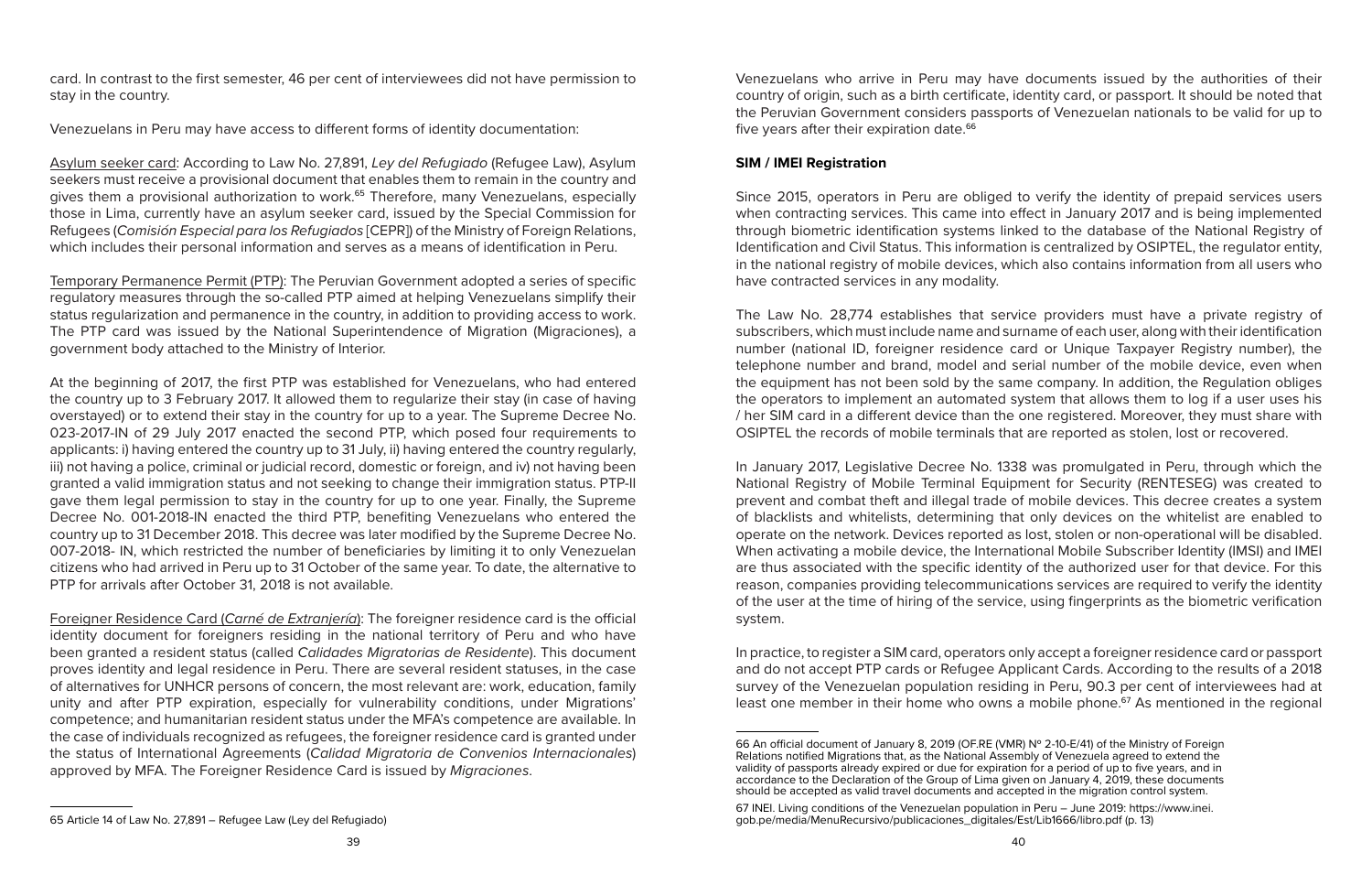card. In contrast to the first semester, 46 per cent of interviewees did not have permission to stay in the country.

Venezuelans in Peru may have access to different forms of identity documentation:

Asylum seeker card: According to Law No. 27,891, *Ley del Refugiado* (Refugee Law), Asylum seekers must receive a provisional document that enables them to remain in the country and gives them a provisional authorization to work.[65] Therefore, many Venezuelans, especially those in Lima, currently have an asylum seeker card, issued by the Special Commission for Refugees (*Comisión Especial para los Refugiados* [CEPR]) of the Ministry of Foreign Relations, which includes their personal information and serves as a means of identification in Peru.

Temporary Permanence Permit (PTP): The Peruvian Government adopted a series of specific regulatory measures through the so-called PTP aimed at helping Venezuelans simplify their status regularization and permanence in the country, in addition to providing access to work. The PTP card was issued by the National Superintendence of Migration (Migraciones), a government body attached to the Ministry of Interior.

At the beginning of 2017, the first PTP was established for Venezuelans, who had entered the country up to 3 February 2017. It allowed them to regularize their stay (in case of having overstayed) or to extend their stay in the country for up to a year. The Supreme Decree No. 023-2017-IN of 29 July 2017 enacted the second PTP, which posed four requirements to applicants: i) having entered the country up to 31 July, ii) having entered the country regularly, iii) not having a police, criminal or judicial record, domestic or foreign, and iv) not having been granted a valid immigration status and not seeking to change their immigration status. PTP-II gave them legal permission to stay in the country for up to one year. Finally, the Supreme Decree No. 001-2018-IN enacted the third PTP, benefiting Venezuelans who entered the country up to 31 December 2018. This decree was later modified by the Supreme Decree No. 007-2018- IN, which restricted the number of beneficiaries by limiting it to only Venezuelan citizens who had arrived in Peru up to 31 October of the same year. To date, the alternative to PTP for arrivals after October 31, 2018 is not available.

Foreigner Residence Card (*Carné de Extranjería*): The foreigner residence card is the official identity document for foreigners residing in the national territory of Peru and who have been granted a resident status (called *Calidades Migratorias de Residente*). This document proves identity and legal residence in Peru. There are several resident statuses, in the case of alternatives for UNHCR persons of concern, the most relevant are: work, education, family unity and after PTP expiration, especially for vulnerability conditions, under Migrations' competence; and humanitarian resident status under the MFA's competence are available. In the case of individuals recognized as refugees, the foreigner residence card is granted under the status of International Agreements (*Calidad Migratoria de Convenios Internacionales*) approved by MFA. The Foreigner Residence Card is issued by *Migraciones*.

65 Article 14 of Law No. 27,891 – Refugee Law (Ley del Refugiado)

Venezuelans who arrive in Peru may have documents issued by the authorities of their country of origin, such as a birth certificate, identity card, or passport. It should be noted that the Peruvian Government considers passports of Venezuelan nationals to be valid for up to five years after their expiration date.[66]

**SIM / IMEI Registration**

Since 2015, operators in Peru are obliged to verify the identity of prepaid services users when contracting services. This came into effect in January 2017 and is being implemented through biometric identification systems linked to the database of the National Registry of Identification and Civil Status. This information is centralized by OSIPTEL, the regulator entity, in the national registry of mobile devices, which also contains information from all users who have contracted services in any modality.

The Law No. 28,774 establishes that service providers must have a private registry of subscribers, which must include name and surname of each user, along with their identification number (national ID, foreigner residence card or Unique Taxpayer Registry number), the telephone number and brand, model and serial number of the mobile device, even when the equipment has not been sold by the same company. In addition, the Regulation obliges the operators to implement an automated system that allows them to log if a user uses his / her SIM card in a different device than the one registered. Moreover, they must share with OSIPTEL the records of mobile terminals that are reported as stolen, lost or recovered.

In January 2017, Legislative Decree No. 1338 was promulgated in Peru, through which the National Registry of Mobile Terminal Equipment for Security (RENTESEG) was created to prevent and combat theft and illegal trade of mobile devices. This decree creates a system of blacklists and whitelists, determining that only devices on the whitelist are enabled to operate on the network. Devices reported as lost, stolen or non-operational will be disabled. When activating a mobile device, the International Mobile Subscriber Identity (IMSI) and IMEI are thus associated with the specific identity of the authorized user for that device. For this reason, companies providing telecommunications services are required to verify the identity of the user at the time of hiring of the service, using fingerprints as the biometric verification system.

In practice, to register a SIM card, operators only accept a foreigner residence card or passport and do not accept PTP cards or Refugee Applicant Cards. According to the results of a 2018 survey of the Venezuelan population residing in Peru, 90.3 per cent of interviewees had at least one member in their home who owns a mobile phone.[67] As mentioned in the regional

66 An official document of January 8, 2019 (OF.RE (VMR) Nº 2-10-E/41) of the Ministry of Foreign Relations notified Migrations that, as the National Assembly of Venezuela agreed to extend the validity of passports already expired or due for expiration for a period of up to five years, and in accordance to the Declaration of the Group of Lima given on January 4, 2019, these documents should be accepted as valid travel documents and accepted in the migration control system.

67 INEI. Living conditions of the Venezuelan population in Peru – June 2019: https://www.inei.gob.pe/media/MenuRecursivo/publicaciones_digitales/Est/Lib1666/libro.pdf (p. 13)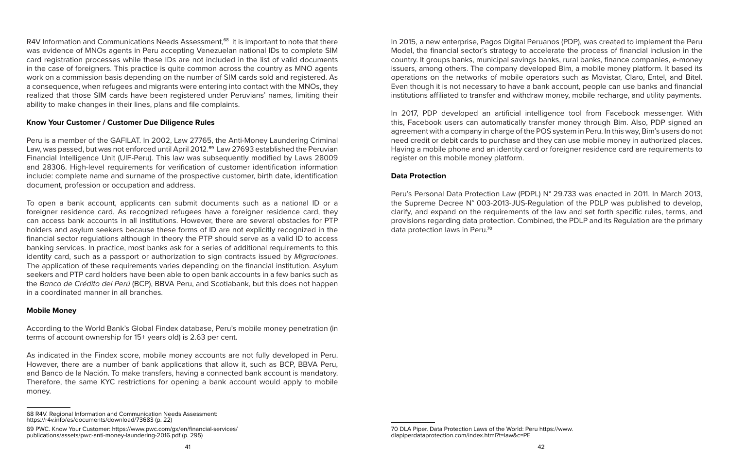R4V Information and Communications Needs Assessment,[68] it is important to note that there was evidence of MNOs agents in Peru accepting Venezuelan national IDs to complete SIM card registration processes while these IDs are not included in the list of valid documents in the case of foreigners. This practice is quite common across the country as MNO agents work on a commission basis depending on the number of SIM cards sold and registered. As a consequence, when refugees and migrants were entering into contact with the MNOs, they realized that those SIM cards have been registered under Peruvians' names, limiting their ability to make changes in their lines, plans and file complaints.

### Know Your Customer / Customer Due Diligence Rules

Peru is a member of the GAFILAT. In 2002, Law 27765, the Anti-Money Laundering Criminal Law, was passed, but was not enforced until April 2012.[69] Law 27693 established the Peruvian Financial Intelligence Unit (UIF-Peru). This law was subsequently modified by Laws 28009 and 28306. High-level requirements for verification of customer identification information include: complete name and surname of the prospective customer, birth date, identification document, profession or occupation and address.

To open a bank account, applicants can submit documents such as a national ID or a foreigner residence card. As recognized refugees have a foreigner residence card, they can access bank accounts in all institutions. However, there are several obstacles for PTP holders and asylum seekers because these forms of ID are not explicitly recognized in the financial sector regulations although in theory the PTP should serve as a valid ID to access banking services. In practice, most banks ask for a series of additional requirements to this identity card, such as a passport or authorization to sign contracts issued by *Migraciones*. The application of these requirements varies depending on the financial institution. Asylum seekers and PTP card holders have been able to open bank accounts in a few banks such as the *Banco de Crédito del Perú* (BCP), BBVA Peru, and Scotiabank, but this does not happen in a coordinated manner in all branches.

### Mobile Money

According to the World Bank's Global Findex database, Peru's mobile money penetration (in terms of account ownership for 15+ years old) is 2.63 per cent.

As indicated in the Findex score, mobile money accounts are not fully developed in Peru. However, there are a number of bank applications that allow it, such as BCP, BBVA Peru, and Banco de la Nación. To make transfers, having a connected bank account is mandatory. Therefore, the same KYC restrictions for opening a bank account would apply to mobile money.

In 2015, a new enterprise, Pagos Digital Peruanos (PDP), was created to implement the Peru Model, the financial sector's strategy to accelerate the process of financial inclusion in the country. It groups banks, municipal savings banks, rural banks, finance companies, e-money issuers, among others. The company developed Bim, a mobile money platform. It based its operations on the networks of mobile operators such as Movistar, Claro, Entel, and Bitel. Even though it is not necessary to have a bank account, people can use banks and financial institutions affiliated to transfer and withdraw money, mobile recharge, and utility payments.

In 2017, PDP developed an artificial intelligence tool from Facebook messenger. With this, Facebook users can automatically transfer money through Bim. Also, PDP signed an agreement with a company in charge of the POS system in Peru. In this way, Bim's users do not need credit or debit cards to purchase and they can use mobile money in authorized places. Having a mobile phone and an identity card or foreigner residence card are requirements to register on this mobile money platform.

### Data Protection

Peru's Personal Data Protection Law (PDPL) N° 29.733 was enacted in 2011. In March 2013, the Supreme Decree N° 003-2013-JUS-Regulation of the PDLP was published to develop, clarify, and expand on the requirements of the law and set forth specific rules, terms, and provisions regarding data protection. Combined, the PDLP and its Regulation are the primary data protection laws in Peru.[70]

---

68 R4V. Regional Information and Communication Needs Assessment: https://r4v.info/es/documents/download/73683 (p. 22)

69 PWC. Know Your Customer: https://www.pwc.com/gx/en/financial-services/publications/assets/pwc-anti-money-laundering-2016.pdf (p. 295)

70 DLA Piper. Data Protection Laws of the World: Peru https://www.dlapiperdataprotection.com/index.html?t=law&c=PE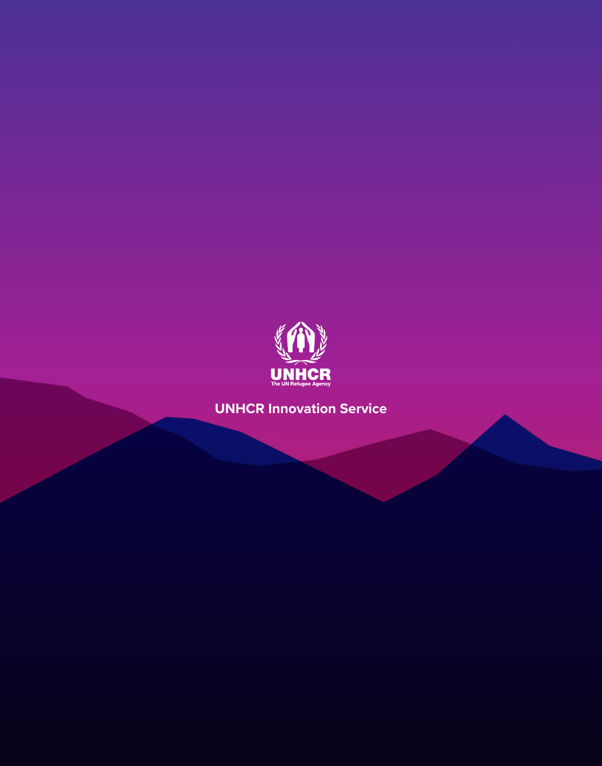UNHCR

The UN Refugee Agency

**UNHCR Innovation Service**